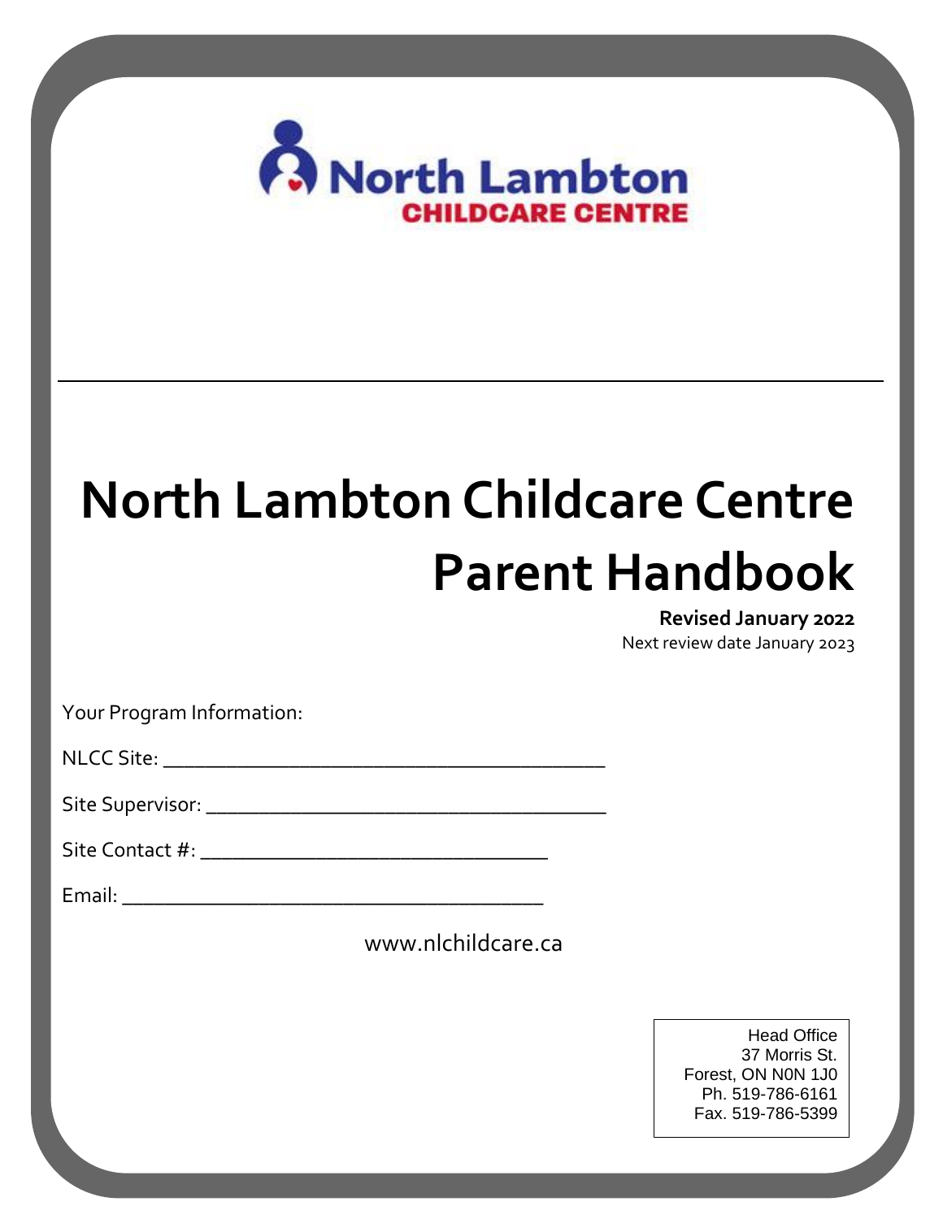North Lambton
CHILDCARE CENTRE

# North Lambton Childcare Centre Parent Handbook

**Revised January 2022**

Next review date January 2023

Your Program Information:

NLCC Site: ________________________________________

Site Supervisor: ____________________________________

Site Contact #: ________________________________

Email: ______________________________________

www.nlchildcare.ca

Head Office
37 Morris St.
Forest, ON N0N 1J0
Ph. 519-786-6161
Fax. 519-786-5399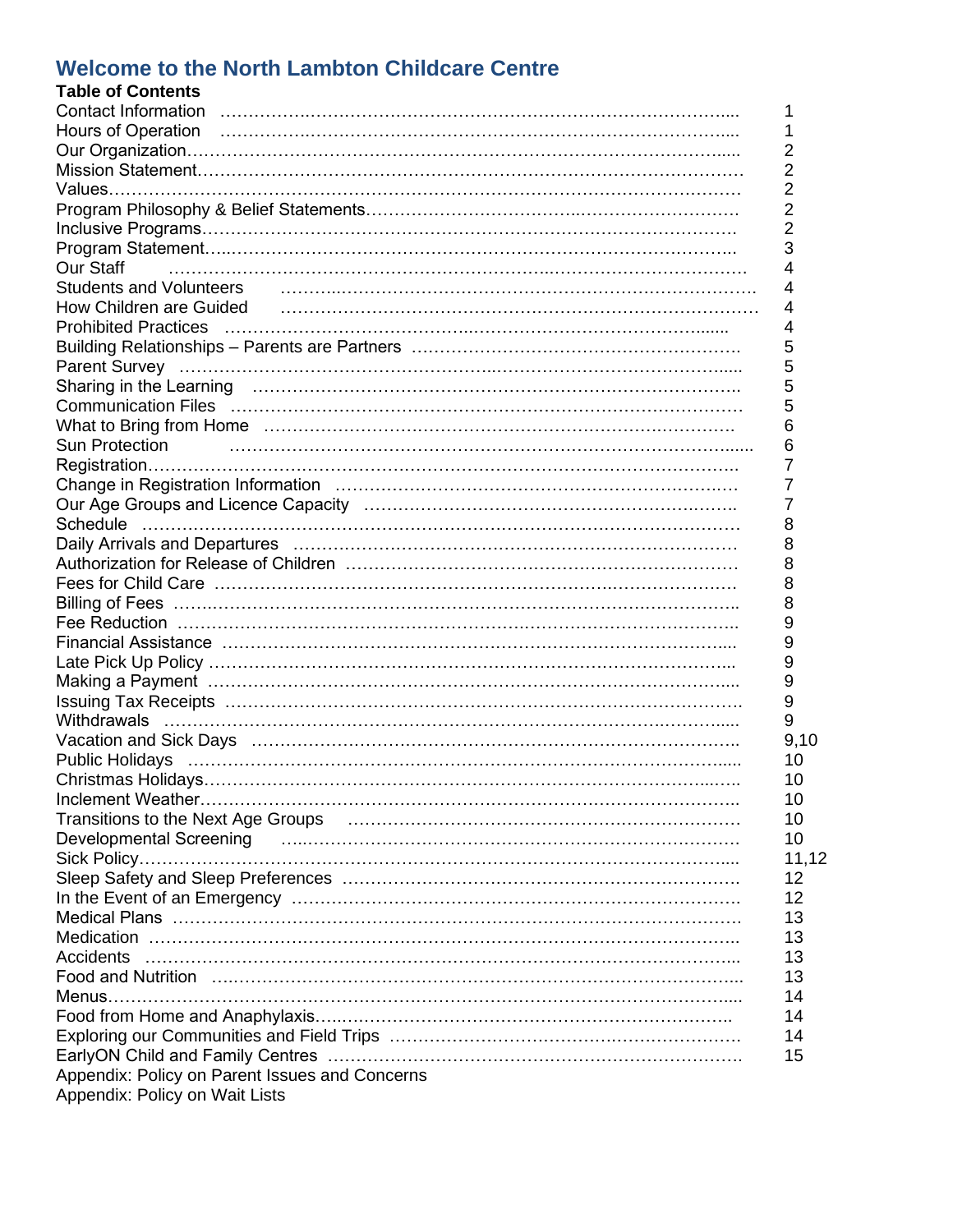## Welcome to the North Lambton Childcare Centre

**Table of Contents**

| Section | Page |
|---|---|
| Contact Information | 1 |
| Hours of Operation | 1 |
| Our Organization | 2 |
| Mission Statement | 2 |
| Values | 2 |
| Program Philosophy & Belief Statements | 2 |
| Inclusive Programs | 2 |
| Program Statement | 3 |
| Our Staff | 4 |
| Students and Volunteers | 4 |
| How Children are Guided | 4 |
| Prohibited Practices | 4 |
| Building Relationships – Parents are Partners | 5 |
| Parent Survey | 5 |
| Sharing in the Learning | 5 |
| Communication Files | 5 |
| What to Bring from Home | 6 |
| Sun Protection | 6 |
| Registration | 7 |
| Change in Registration Information | 7 |
| Our Age Groups and Licence Capacity | 7 |
| Schedule | 8 |
| Daily Arrivals and Departures | 8 |
| Authorization for Release of Children | 8 |
| Fees for Child Care | 8 |
| Billing of Fees | 8 |
| Fee Reduction | 9 |
| Financial Assistance | 9 |
| Late Pick Up Policy | 9 |
| Making a Payment | 9 |
| Issuing Tax Receipts | 9 |
| Withdrawals | 9 |
| Vacation and Sick Days | 9,10 |
| Public Holidays | 10 |
| Christmas Holidays | 10 |
| Inclement Weather | 10 |
| Transitions to the Next Age Groups | 10 |
| Developmental Screening | 10 |
| Sick Policy | 11,12 |
| Sleep Safety and Sleep Preferences | 12 |
| In the Event of an Emergency | 12 |
| Medical Plans | 13 |
| Medication | 13 |
| Accidents | 13 |
| Food and Nutrition | 13 |
| Menus | 14 |
| Food from Home and Anaphylaxis | 14 |
| Exploring our Communities and Field Trips | 14 |
| EarlyON Child and Family Centres | 15 |
| Appendix: Policy on Parent Issues and Concerns | |
| Appendix: Policy on Wait Lists | |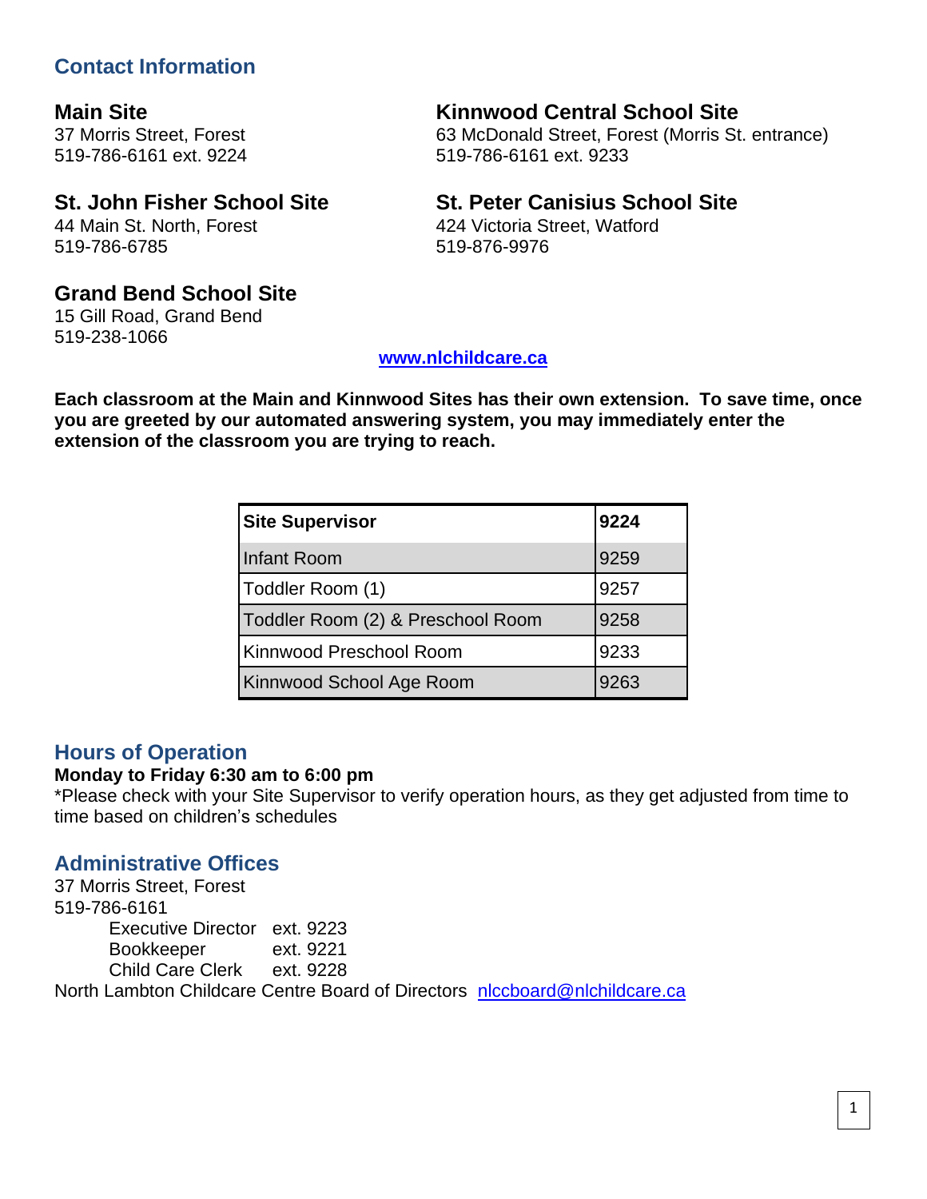## Contact Information

### Main Site
37 Morris Street, Forest
519-786-6161 ext. 9224

### Kinnwood Central School Site
63 McDonald Street, Forest (Morris St. entrance)
519-786-6161 ext. 9233

### St. John Fisher School Site
44 Main St. North, Forest
519-786-6785

### St. Peter Canisius School Site
424 Victoria Street, Watford
519-876-9976

### Grand Bend School Site
15 Gill Road, Grand Bend
519-238-1066

www.nlchildcare.ca

**Each classroom at the Main and Kinnwood Sites has their own extension. To save time, once you are greeted by our automated answering system, you may immediately enter the extension of the classroom you are trying to reach.**

| **Site Supervisor** | **9224** |
|---|---|
| Infant Room | 9259 |
| Toddler Room (1) | 9257 |
| Toddler Room (2) & Preschool Room | 9258 |
| Kinnwood Preschool Room | 9233 |
| Kinnwood School Age Room | 9263 |

## Hours of Operation

**Monday to Friday 6:30 am to 6:00 pm**

*Please check with your Site Supervisor to verify operation hours, as they get adjusted from time to time based on children's schedules

## Administrative Offices

37 Morris Street, Forest
519-786-6161

- Executive Director ext. 9223
- Bookkeeper ext. 9221
- Child Care Clerk ext. 9228

North Lambton Childcare Centre Board of Directors nlccboard@nlchildcare.ca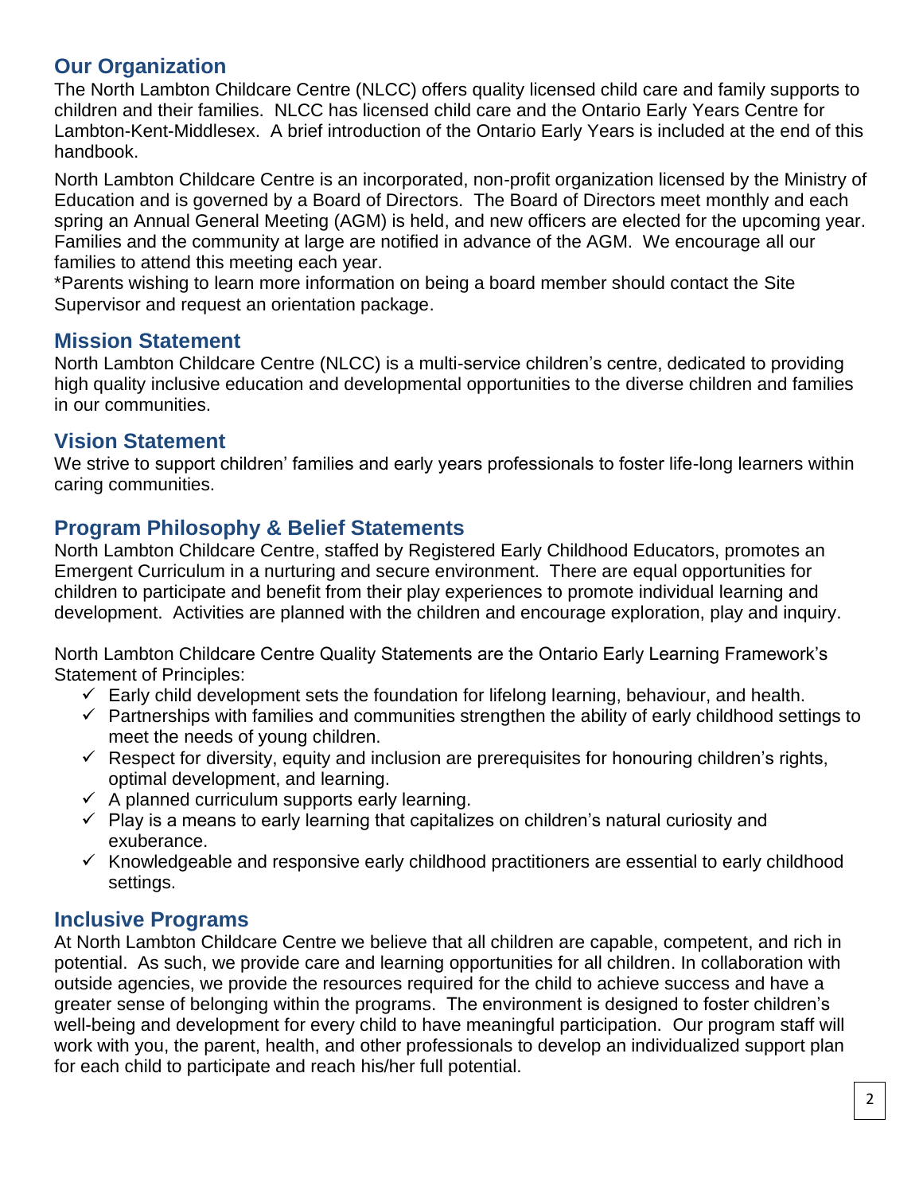## Our Organization

The North Lambton Childcare Centre (NLCC) offers quality licensed child care and family supports to children and their families. NLCC has licensed child care and the Ontario Early Years Centre for Lambton-Kent-Middlesex. A brief introduction of the Ontario Early Years is included at the end of this handbook.

North Lambton Childcare Centre is an incorporated, non-profit organization licensed by the Ministry of Education and is governed by a Board of Directors. The Board of Directors meet monthly and each spring an Annual General Meeting (AGM) is held, and new officers are elected for the upcoming year. Families and the community at large are notified in advance of the AGM. We encourage all our families to attend this meeting each year.
*Parents wishing to learn more information on being a board member should contact the Site Supervisor and request an orientation package.

## Mission Statement

North Lambton Childcare Centre (NLCC) is a multi-service children's centre, dedicated to providing high quality inclusive education and developmental opportunities to the diverse children and families in our communities.

## Vision Statement

We strive to support children' families and early years professionals to foster life-long learners within caring communities.

## Program Philosophy & Belief Statements

North Lambton Childcare Centre, staffed by Registered Early Childhood Educators, promotes an Emergent Curriculum in a nurturing and secure environment. There are equal opportunities for children to participate and benefit from their play experiences to promote individual learning and development. Activities are planned with the children and encourage exploration, play and inquiry.

North Lambton Childcare Centre Quality Statements are the Ontario Early Learning Framework's Statement of Principles:

- ✓ Early child development sets the foundation for lifelong learning, behaviour, and health.
- ✓ Partnerships with families and communities strengthen the ability of early childhood settings to meet the needs of young children.
- ✓ Respect for diversity, equity and inclusion are prerequisites for honouring children's rights, optimal development, and learning.
- ✓ A planned curriculum supports early learning.
- ✓ Play is a means to early learning that capitalizes on children's natural curiosity and exuberance.
- ✓ Knowledgeable and responsive early childhood practitioners are essential to early childhood settings.

## Inclusive Programs

At North Lambton Childcare Centre we believe that all children are capable, competent, and rich in potential. As such, we provide care and learning opportunities for all children. In collaboration with outside agencies, we provide the resources required for the child to achieve success and have a greater sense of belonging within the programs. The environment is designed to foster children's well-being and development for every child to have meaningful participation. Our program staff will work with you, the parent, health, and other professionals to develop an individualized support plan for each child to participate and reach his/her full potential.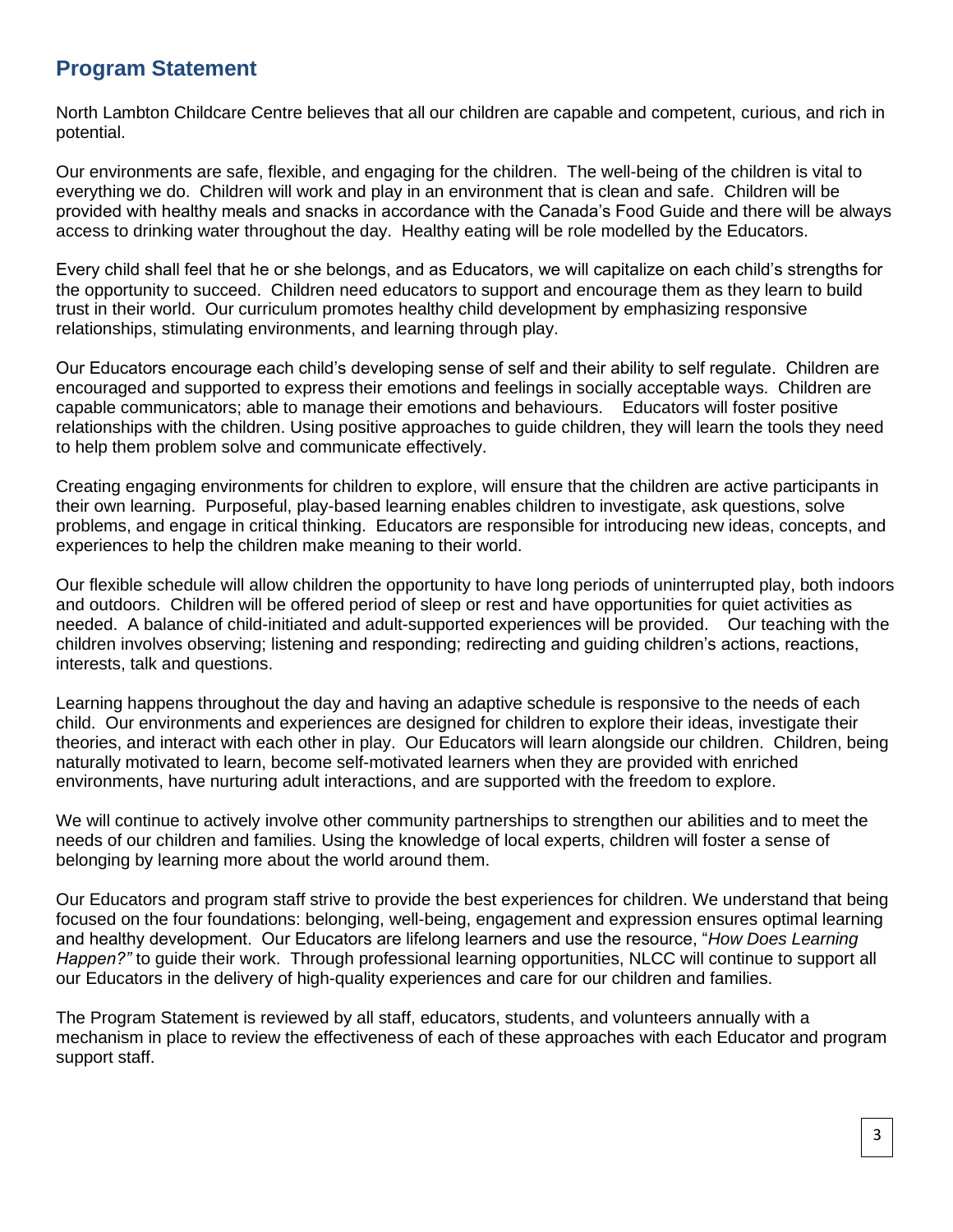## Program Statement

North Lambton Childcare Centre believes that all our children are capable and competent, curious, and rich in potential.

Our environments are safe, flexible, and engaging for the children. The well-being of the children is vital to everything we do. Children will work and play in an environment that is clean and safe. Children will be provided with healthy meals and snacks in accordance with the Canada's Food Guide and there will be always access to drinking water throughout the day. Healthy eating will be role modelled by the Educators.

Every child shall feel that he or she belongs, and as Educators, we will capitalize on each child's strengths for the opportunity to succeed. Children need educators to support and encourage them as they learn to build trust in their world. Our curriculum promotes healthy child development by emphasizing responsive relationships, stimulating environments, and learning through play.

Our Educators encourage each child's developing sense of self and their ability to self regulate. Children are encouraged and supported to express their emotions and feelings in socially acceptable ways. Children are capable communicators; able to manage their emotions and behaviours. Educators will foster positive relationships with the children. Using positive approaches to guide children, they will learn the tools they need to help them problem solve and communicate effectively.

Creating engaging environments for children to explore, will ensure that the children are active participants in their own learning. Purposeful, play-based learning enables children to investigate, ask questions, solve problems, and engage in critical thinking. Educators are responsible for introducing new ideas, concepts, and experiences to help the children make meaning to their world.

Our flexible schedule will allow children the opportunity to have long periods of uninterrupted play, both indoors and outdoors. Children will be offered period of sleep or rest and have opportunities for quiet activities as needed. A balance of child-initiated and adult-supported experiences will be provided. Our teaching with the children involves observing; listening and responding; redirecting and guiding children's actions, reactions, interests, talk and questions.

Learning happens throughout the day and having an adaptive schedule is responsive to the needs of each child. Our environments and experiences are designed for children to explore their ideas, investigate their theories, and interact with each other in play. Our Educators will learn alongside our children. Children, being naturally motivated to learn, become self-motivated learners when they are provided with enriched environments, have nurturing adult interactions, and are supported with the freedom to explore.

We will continue to actively involve other community partnerships to strengthen our abilities and to meet the needs of our children and families. Using the knowledge of local experts, children will foster a sense of belonging by learning more about the world around them.

Our Educators and program staff strive to provide the best experiences for children. We understand that being focused on the four foundations: belonging, well-being, engagement and expression ensures optimal learning and healthy development. Our Educators are lifelong learners and use the resource, "*How Does Learning Happen?"* to guide their work. Through professional learning opportunities, NLCC will continue to support all our Educators in the delivery of high-quality experiences and care for our children and families.

The Program Statement is reviewed by all staff, educators, students, and volunteers annually with a mechanism in place to review the effectiveness of each of these approaches with each Educator and program support staff.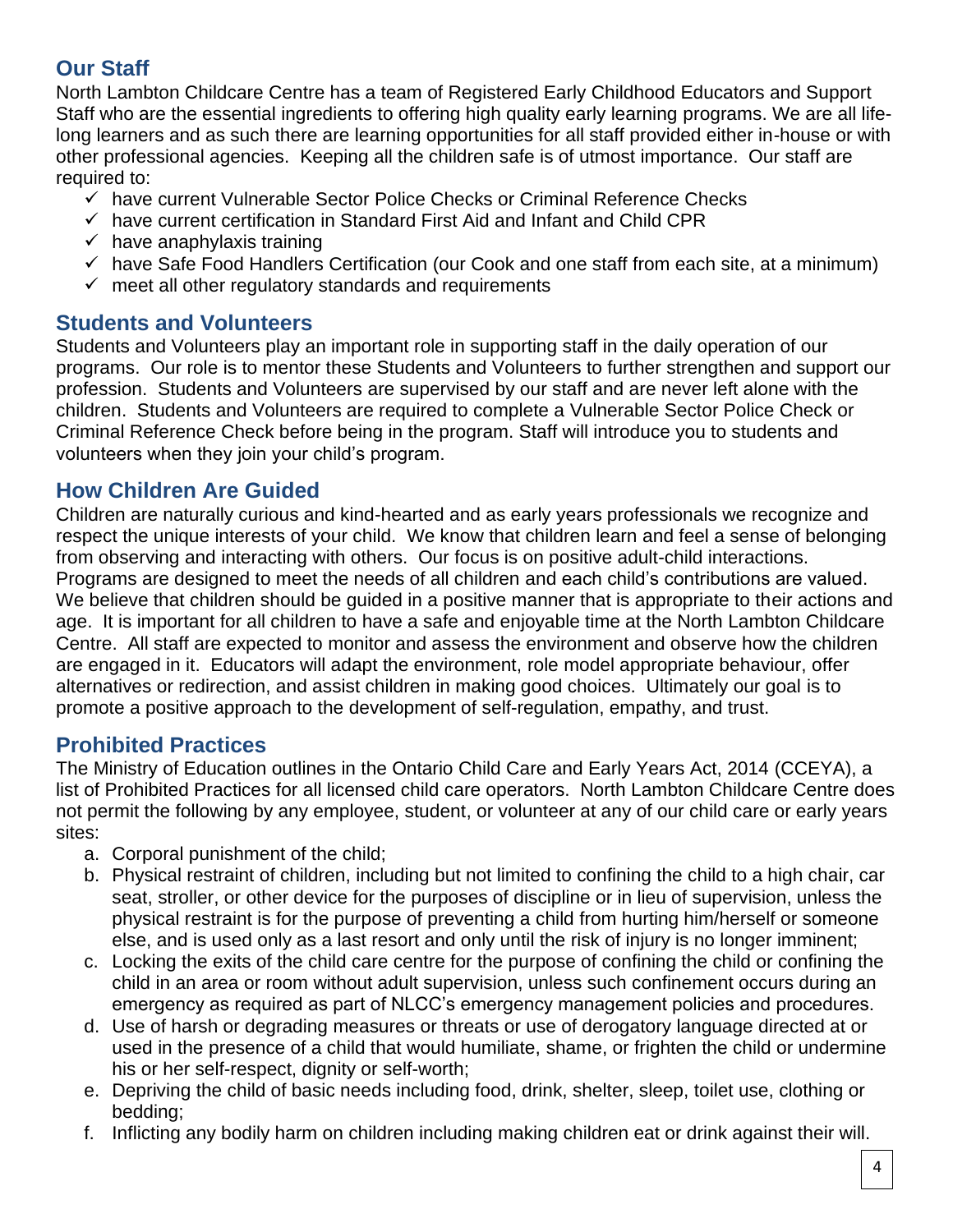## Our Staff

North Lambton Childcare Centre has a team of Registered Early Childhood Educators and Support Staff who are the essential ingredients to offering high quality early learning programs. We are all life-long learners and as such there are learning opportunities for all staff provided either in-house or with other professional agencies. Keeping all the children safe is of utmost importance. Our staff are required to:

- ✓ have current Vulnerable Sector Police Checks or Criminal Reference Checks
- ✓ have current certification in Standard First Aid and Infant and Child CPR
- ✓ have anaphylaxis training
- ✓ have Safe Food Handlers Certification (our Cook and one staff from each site, at a minimum)
- ✓ meet all other regulatory standards and requirements

## Students and Volunteers

Students and Volunteers play an important role in supporting staff in the daily operation of our programs. Our role is to mentor these Students and Volunteers to further strengthen and support our profession. Students and Volunteers are supervised by our staff and are never left alone with the children. Students and Volunteers are required to complete a Vulnerable Sector Police Check or Criminal Reference Check before being in the program. Staff will introduce you to students and volunteers when they join your child's program.

## How Children Are Guided

Children are naturally curious and kind-hearted and as early years professionals we recognize and respect the unique interests of your child. We know that children learn and feel a sense of belonging from observing and interacting with others. Our focus is on positive adult-child interactions. Programs are designed to meet the needs of all children and each child's contributions are valued. We believe that children should be guided in a positive manner that is appropriate to their actions and age. It is important for all children to have a safe and enjoyable time at the North Lambton Childcare Centre. All staff are expected to monitor and assess the environment and observe how the children are engaged in it. Educators will adapt the environment, role model appropriate behaviour, offer alternatives or redirection, and assist children in making good choices. Ultimately our goal is to promote a positive approach to the development of self-regulation, empathy, and trust.

## Prohibited Practices

The Ministry of Education outlines in the Ontario Child Care and Early Years Act, 2014 (CCEYA), a list of Prohibited Practices for all licensed child care operators. North Lambton Childcare Centre does not permit the following by any employee, student, or volunteer at any of our child care or early years sites:

a. Corporal punishment of the child;
b. Physical restraint of children, including but not limited to confining the child to a high chair, car seat, stroller, or other device for the purposes of discipline or in lieu of supervision, unless the physical restraint is for the purpose of preventing a child from hurting him/herself or someone else, and is used only as a last resort and only until the risk of injury is no longer imminent;
c. Locking the exits of the child care centre for the purpose of confining the child or confining the child in an area or room without adult supervision, unless such confinement occurs during an emergency as required as part of NLCC's emergency management policies and procedures.
d. Use of harsh or degrading measures or threats or use of derogatory language directed at or used in the presence of a child that would humiliate, shame, or frighten the child or undermine his or her self-respect, dignity or self-worth;
e. Depriving the child of basic needs including food, drink, shelter, sleep, toilet use, clothing or bedding;
f. Inflicting any bodily harm on children including making children eat or drink against their will.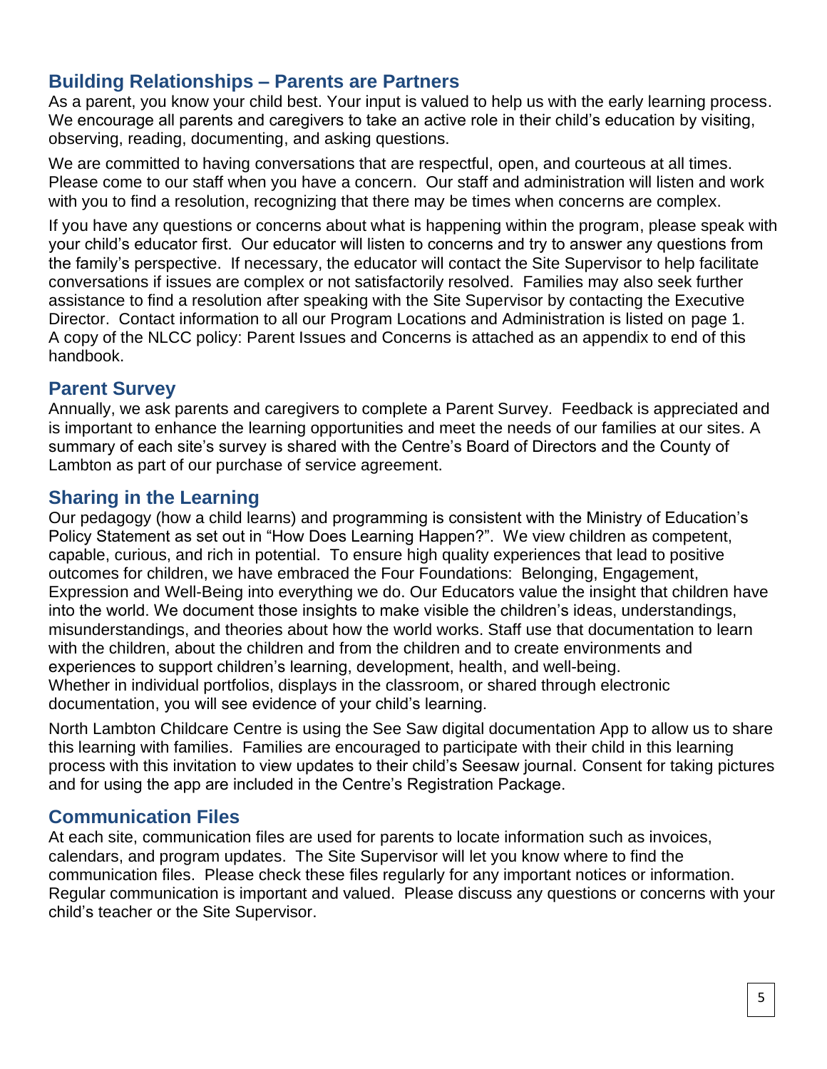## Building Relationships – Parents are Partners

As a parent, you know your child best. Your input is valued to help us with the early learning process. We encourage all parents and caregivers to take an active role in their child's education by visiting, observing, reading, documenting, and asking questions.

We are committed to having conversations that are respectful, open, and courteous at all times. Please come to our staff when you have a concern. Our staff and administration will listen and work with you to find a resolution, recognizing that there may be times when concerns are complex.

If you have any questions or concerns about what is happening within the program, please speak with your child's educator first. Our educator will listen to concerns and try to answer any questions from the family's perspective. If necessary, the educator will contact the Site Supervisor to help facilitate conversations if issues are complex or not satisfactorily resolved. Families may also seek further assistance to find a resolution after speaking with the Site Supervisor by contacting the Executive Director. Contact information to all our Program Locations and Administration is listed on page 1. A copy of the NLCC policy: Parent Issues and Concerns is attached as an appendix to end of this handbook.

## Parent Survey

Annually, we ask parents and caregivers to complete a Parent Survey. Feedback is appreciated and is important to enhance the learning opportunities and meet the needs of our families at our sites. A summary of each site's survey is shared with the Centre's Board of Directors and the County of Lambton as part of our purchase of service agreement.

## Sharing in the Learning

Our pedagogy (how a child learns) and programming is consistent with the Ministry of Education's Policy Statement as set out in "How Does Learning Happen?". We view children as competent, capable, curious, and rich in potential. To ensure high quality experiences that lead to positive outcomes for children, we have embraced the Four Foundations: Belonging, Engagement, Expression and Well-Being into everything we do. Our Educators value the insight that children have into the world. We document those insights to make visible the children's ideas, understandings, misunderstandings, and theories about how the world works. Staff use that documentation to learn with the children, about the children and from the children and to create environments and experiences to support children's learning, development, health, and well-being.
Whether in individual portfolios, displays in the classroom, or shared through electronic documentation, you will see evidence of your child's learning.

North Lambton Childcare Centre is using the See Saw digital documentation App to allow us to share this learning with families. Families are encouraged to participate with their child in this learning process with this invitation to view updates to their child's Seesaw journal. Consent for taking pictures and for using the app are included in the Centre's Registration Package.

## Communication Files

At each site, communication files are used for parents to locate information such as invoices, calendars, and program updates. The Site Supervisor will let you know where to find the communication files. Please check these files regularly for any important notices or information. Regular communication is important and valued. Please discuss any questions or concerns with your child's teacher or the Site Supervisor.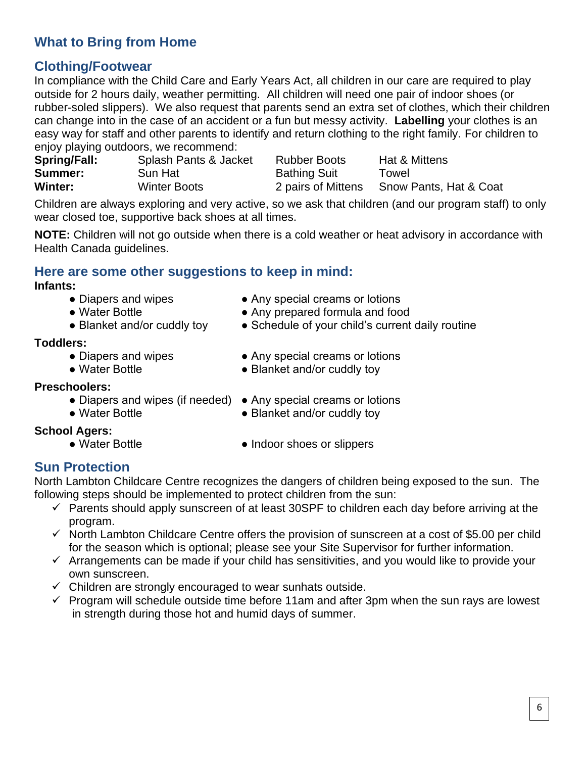## What to Bring from Home

## Clothing/Footwear

In compliance with the Child Care and Early Years Act, all children in our care are required to play outside for 2 hours daily, weather permitting. All children will need one pair of indoor shoes (or rubber-soled slippers). We also request that parents send an extra set of clothes, which their children can change into in the case of an accident or a fun but messy activity. **Labelling** your clothes is an easy way for staff and other parents to identify and return clothing to the right family. For children to enjoy playing outdoors, we recommend:

| | | | |
|---|---|---|---|
| **Spring/Fall:** | Splash Pants & Jacket | Rubber Boots | Hat & Mittens |
| **Summer:** | Sun Hat | Bathing Suit | Towel |
| **Winter:** | Winter Boots | 2 pairs of Mittens | Snow Pants, Hat & Coat |

Children are always exploring and very active, so we ask that children (and our program staff) to only wear closed toe, supportive back shoes at all times.

**NOTE:** Children will not go outside when there is a cold weather or heat advisory in accordance with Health Canada guidelines.

## Here are some other suggestions to keep in mind:

**Infants:**

- Diapers and wipes
- Water Bottle
- Blanket and/or cuddly toy
- Any special creams or lotions
- Any prepared formula and food
- Schedule of your child's current daily routine

**Toddlers:**

- Diapers and wipes
- Water Bottle
- Any special creams or lotions
- Blanket and/or cuddly toy

**Preschoolers:**

- Diapers and wipes (if needed)
- Water Bottle
- Any special creams or lotions
- Blanket and/or cuddly toy

**School Agers:**

- Water Bottle
- Indoor shoes or slippers

## Sun Protection

North Lambton Childcare Centre recognizes the dangers of children being exposed to the sun. The following steps should be implemented to protect children from the sun:

- ✓ Parents should apply sunscreen of at least 30SPF to children each day before arriving at the program.
- ✓ North Lambton Childcare Centre offers the provision of sunscreen at a cost of $5.00 per child for the season which is optional; please see your Site Supervisor for further information.
- ✓ Arrangements can be made if your child has sensitivities, and you would like to provide your own sunscreen.
- ✓ Children are strongly encouraged to wear sunhats outside.
- ✓ Program will schedule outside time before 11am and after 3pm when the sun rays are lowest in strength during those hot and humid days of summer.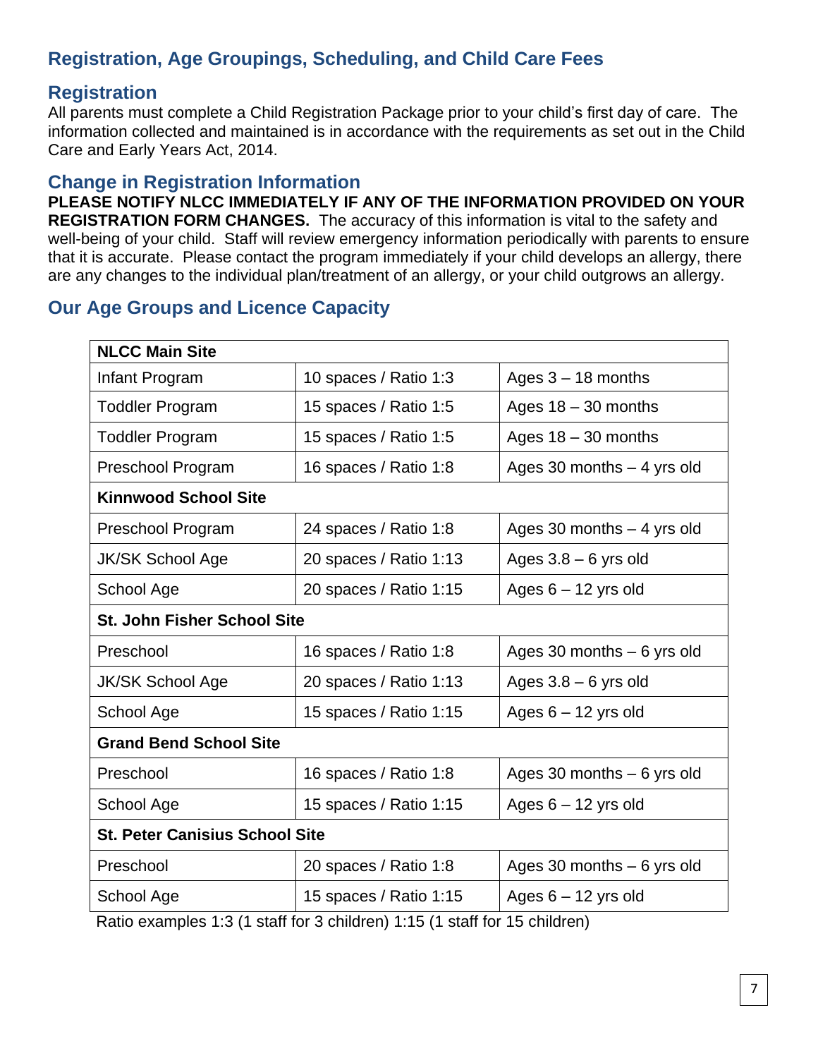## Registration, Age Groupings, Scheduling, and Child Care Fees

### Registration

All parents must complete a Child Registration Package prior to your child's first day of care. The information collected and maintained is in accordance with the requirements as set out in the Child Care and Early Years Act, 2014.

### Change in Registration Information

**PLEASE NOTIFY NLCC IMMEDIATELY IF ANY OF THE INFORMATION PROVIDED ON YOUR REGISTRATION FORM CHANGES.** The accuracy of this information is vital to the safety and well-being of your child. Staff will review emergency information periodically with parents to ensure that it is accurate. Please contact the program immediately if your child develops an allergy, there are any changes to the individual plan/treatment of an allergy, or your child outgrows an allergy.

### Our Age Groups and Licence Capacity

| **NLCC Main Site** | | |
|---|---|---|
| Infant Program | 10 spaces / Ratio 1:3 | Ages 3 – 18 months |
| Toddler Program | 15 spaces / Ratio 1:5 | Ages 18 – 30 months |
| Toddler Program | 15 spaces / Ratio 1:5 | Ages 18 – 30 months |
| Preschool Program | 16 spaces / Ratio 1:8 | Ages 30 months – 4 yrs old |
| **Kinnwood School Site** | | |
| Preschool Program | 24 spaces / Ratio 1:8 | Ages 30 months – 4 yrs old |
| JK/SK School Age | 20 spaces / Ratio 1:13 | Ages 3.8 – 6 yrs old |
| School Age | 20 spaces / Ratio 1:15 | Ages 6 – 12 yrs old |
| **St. John Fisher School Site** | | |
| Preschool | 16 spaces / Ratio 1:8 | Ages 30 months – 6 yrs old |
| JK/SK School Age | 20 spaces / Ratio 1:13 | Ages 3.8 – 6 yrs old |
| School Age | 15 spaces / Ratio 1:15 | Ages 6 – 12 yrs old |
| **Grand Bend School Site** | | |
| Preschool | 16 spaces / Ratio 1:8 | Ages 30 months – 6 yrs old |
| School Age | 15 spaces / Ratio 1:15 | Ages 6 – 12 yrs old |
| **St. Peter Canisius School Site** | | |
| Preschool | 20 spaces / Ratio 1:8 | Ages 30 months – 6 yrs old |
| School Age | 15 spaces / Ratio 1:15 | Ages 6 – 12 yrs old |

Ratio examples 1:3 (1 staff for 3 children) 1:15 (1 staff for 15 children)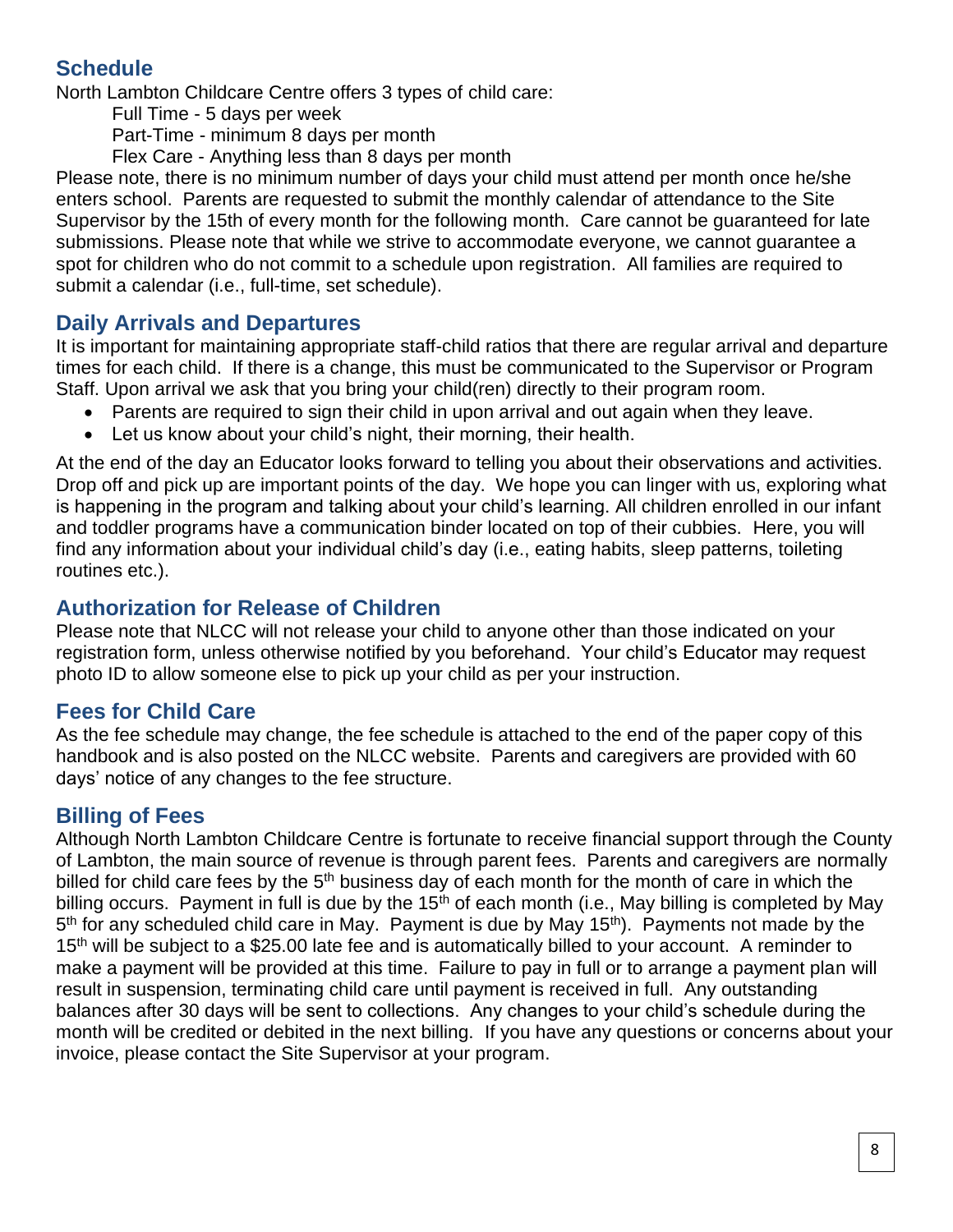## Schedule

North Lambton Childcare Centre offers 3 types of child care:

Full Time - 5 days per week
Part-Time - minimum 8 days per month
Flex Care - Anything less than 8 days per month

Please note, there is no minimum number of days your child must attend per month once he/she enters school. Parents are requested to submit the monthly calendar of attendance to the Site Supervisor by the 15th of every month for the following month. Care cannot be guaranteed for late submissions. Please note that while we strive to accommodate everyone, we cannot guarantee a spot for children who do not commit to a schedule upon registration. All families are required to submit a calendar (i.e., full-time, set schedule).

## Daily Arrivals and Departures

It is important for maintaining appropriate staff-child ratios that there are regular arrival and departure times for each child. If there is a change, this must be communicated to the Supervisor or Program Staff. Upon arrival we ask that you bring your child(ren) directly to their program room.

- Parents are required to sign their child in upon arrival and out again when they leave.
- Let us know about your child's night, their morning, their health.

At the end of the day an Educator looks forward to telling you about their observations and activities. Drop off and pick up are important points of the day. We hope you can linger with us, exploring what is happening in the program and talking about your child's learning. All children enrolled in our infant and toddler programs have a communication binder located on top of their cubbies. Here, you will find any information about your individual child's day (i.e., eating habits, sleep patterns, toileting routines etc.).

## Authorization for Release of Children

Please note that NLCC will not release your child to anyone other than those indicated on your registration form, unless otherwise notified by you beforehand. Your child's Educator may request photo ID to allow someone else to pick up your child as per your instruction.

## Fees for Child Care

As the fee schedule may change, the fee schedule is attached to the end of the paper copy of this handbook and is also posted on the NLCC website. Parents and caregivers are provided with 60 days' notice of any changes to the fee structure.

## Billing of Fees

Although North Lambton Childcare Centre is fortunate to receive financial support through the County of Lambton, the main source of revenue is through parent fees. Parents and caregivers are normally billed for child care fees by the 5th business day of each month for the month of care in which the billing occurs. Payment in full is due by the 15th of each month (i.e., May billing is completed by May 5th for any scheduled child care in May. Payment is due by May 15th). Payments not made by the 15th will be subject to a $25.00 late fee and is automatically billed to your account. A reminder to make a payment will be provided at this time. Failure to pay in full or to arrange a payment plan will result in suspension, terminating child care until payment is received in full. Any outstanding balances after 30 days will be sent to collections. Any changes to your child's schedule during the month will be credited or debited in the next billing. If you have any questions or concerns about your invoice, please contact the Site Supervisor at your program.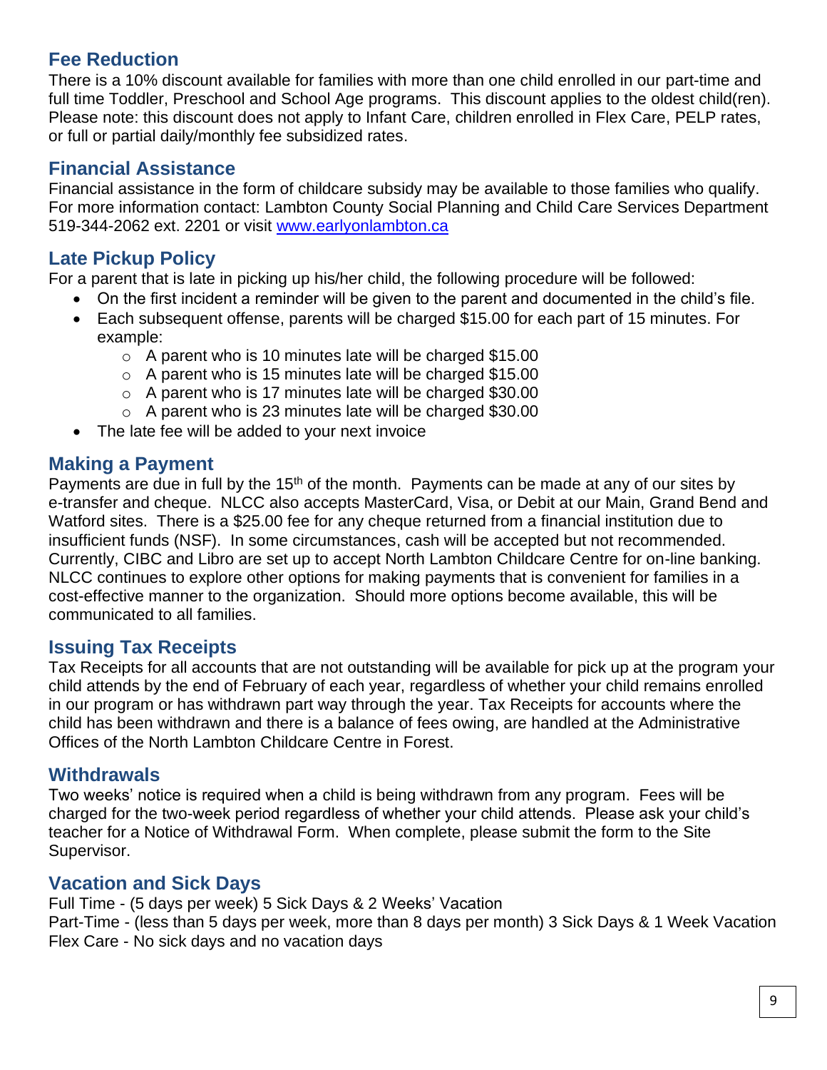## Fee Reduction

There is a 10% discount available for families with more than one child enrolled in our part-time and full time Toddler, Preschool and School Age programs. This discount applies to the oldest child(ren). Please note: this discount does not apply to Infant Care, children enrolled in Flex Care, PELP rates, or full or partial daily/monthly fee subsidized rates.

## Financial Assistance

Financial assistance in the form of childcare subsidy may be available to those families who qualify. For more information contact: Lambton County Social Planning and Child Care Services Department 519-344-2062 ext. 2201 or visit [www.earlyonlambton.ca](www.earlyonlambton.ca)

## Late Pickup Policy

For a parent that is late in picking up his/her child, the following procedure will be followed:

- On the first incident a reminder will be given to the parent and documented in the child's file.
- Each subsequent offense, parents will be charged $15.00 for each part of 15 minutes. For example:
  - A parent who is 10 minutes late will be charged $15.00
  - A parent who is 15 minutes late will be charged $15.00
  - A parent who is 17 minutes late will be charged $30.00
  - A parent who is 23 minutes late will be charged $30.00
- The late fee will be added to your next invoice

## Making a Payment

Payments are due in full by the 15th of the month. Payments can be made at any of our sites by e-transfer and cheque. NLCC also accepts MasterCard, Visa, or Debit at our Main, Grand Bend and Watford sites. There is a $25.00 fee for any cheque returned from a financial institution due to insufficient funds (NSF). In some circumstances, cash will be accepted but not recommended. Currently, CIBC and Libro are set up to accept North Lambton Childcare Centre for on-line banking. NLCC continues to explore other options for making payments that is convenient for families in a cost-effective manner to the organization. Should more options become available, this will be communicated to all families.

## Issuing Tax Receipts

Tax Receipts for all accounts that are not outstanding will be available for pick up at the program your child attends by the end of February of each year, regardless of whether your child remains enrolled in our program or has withdrawn part way through the year. Tax Receipts for accounts where the child has been withdrawn and there is a balance of fees owing, are handled at the Administrative Offices of the North Lambton Childcare Centre in Forest.

## Withdrawals

Two weeks' notice is required when a child is being withdrawn from any program. Fees will be charged for the two-week period regardless of whether your child attends. Please ask your child's teacher for a Notice of Withdrawal Form. When complete, please submit the form to the Site Supervisor.

## Vacation and Sick Days

Full Time - (5 days per week) 5 Sick Days & 2 Weeks' Vacation
Part-Time - (less than 5 days per week, more than 8 days per month) 3 Sick Days & 1 Week Vacation
Flex Care - No sick days and no vacation days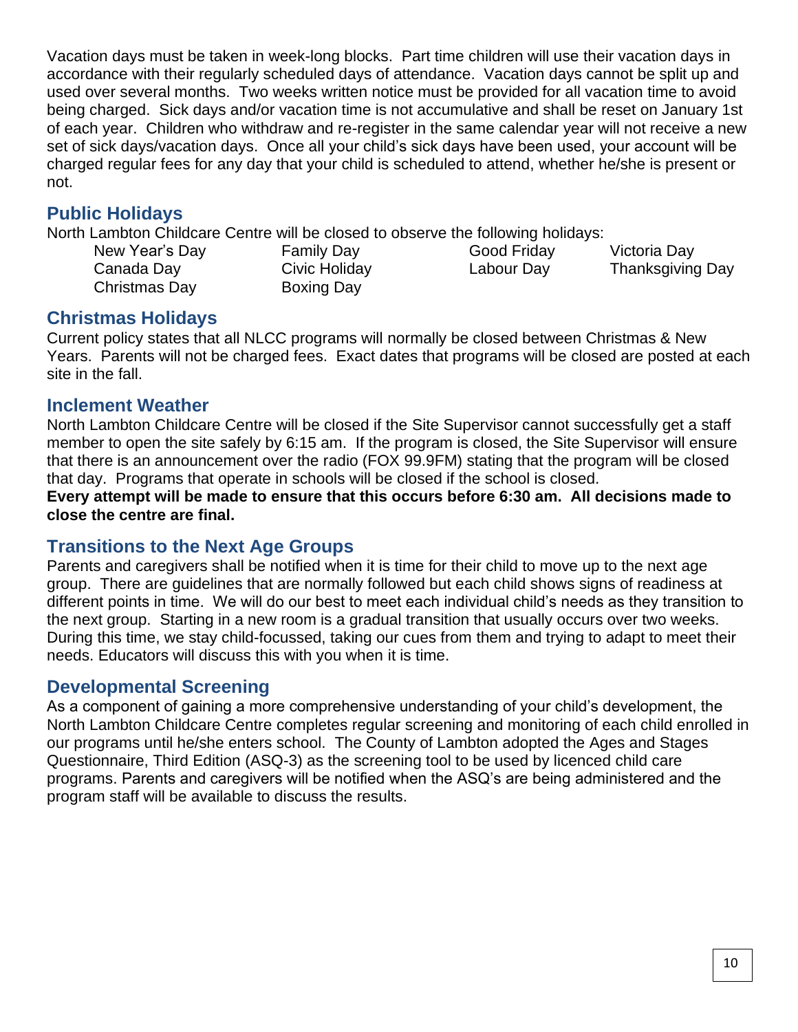Vacation days must be taken in week-long blocks. Part time children will use their vacation days in accordance with their regularly scheduled days of attendance. Vacation days cannot be split up and used over several months. Two weeks written notice must be provided for all vacation time to avoid being charged. Sick days and/or vacation time is not accumulative and shall be reset on January 1st of each year. Children who withdraw and re-register in the same calendar year will not receive a new set of sick days/vacation days. Once all your child's sick days have been used, your account will be charged regular fees for any day that your child is scheduled to attend, whether he/she is present or not.

## Public Holidays

North Lambton Childcare Centre will be closed to observe the following holidays:

| | | | |
|---|---|---|---|
| New Year's Day | Family Day | Good Friday | Victoria Day |
| Canada Day | Civic Holiday | Labour Day | Thanksgiving Day |
| Christmas Day | Boxing Day | | |

## Christmas Holidays

Current policy states that all NLCC programs will normally be closed between Christmas & New Years. Parents will not be charged fees. Exact dates that programs will be closed are posted at each site in the fall.

## Inclement Weather

North Lambton Childcare Centre will be closed if the Site Supervisor cannot successfully get a staff member to open the site safely by 6:15 am. If the program is closed, the Site Supervisor will ensure that there is an announcement over the radio (FOX 99.9FM) stating that the program will be closed that day. Programs that operate in schools will be closed if the school is closed.

**Every attempt will be made to ensure that this occurs before 6:30 am. All decisions made to close the centre are final.**

## Transitions to the Next Age Groups

Parents and caregivers shall be notified when it is time for their child to move up to the next age group. There are guidelines that are normally followed but each child shows signs of readiness at different points in time. We will do our best to meet each individual child's needs as they transition to the next group. Starting in a new room is a gradual transition that usually occurs over two weeks. During this time, we stay child-focussed, taking our cues from them and trying to adapt to meet their needs. Educators will discuss this with you when it is time.

## Developmental Screening

As a component of gaining a more comprehensive understanding of your child's development, the North Lambton Childcare Centre completes regular screening and monitoring of each child enrolled in our programs until he/she enters school. The County of Lambton adopted the Ages and Stages Questionnaire, Third Edition (ASQ-3) as the screening tool to be used by licenced child care programs. Parents and caregivers will be notified when the ASQ's are being administered and the program staff will be available to discuss the results.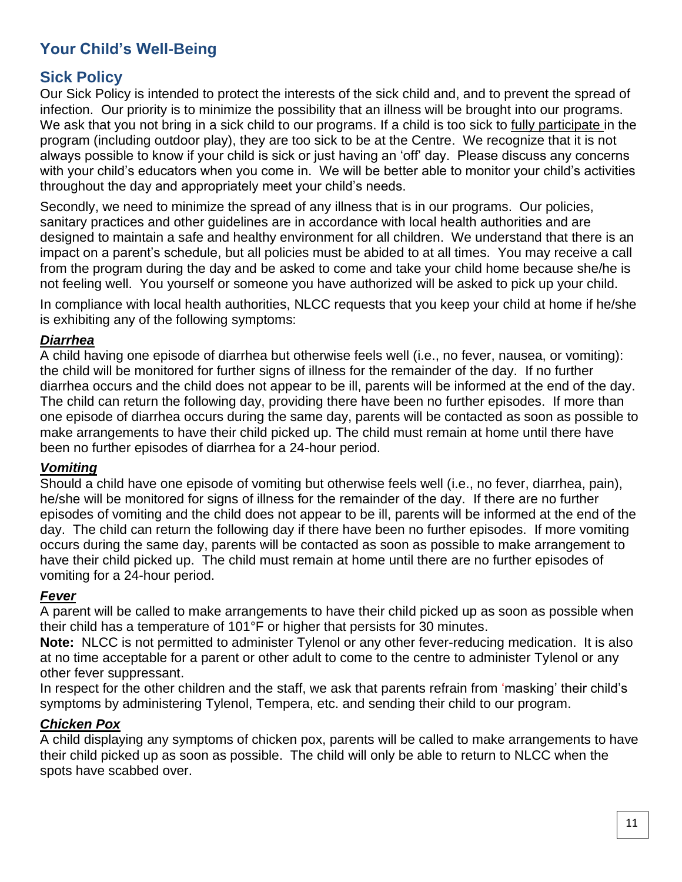# Your Child's Well-Being

## Sick Policy

Our Sick Policy is intended to protect the interests of the sick child and, and to prevent the spread of infection. Our priority is to minimize the possibility that an illness will be brought into our programs. We ask that you not bring in a sick child to our programs. If a child is too sick to fully participate in the program (including outdoor play), they are too sick to be at the Centre. We recognize that it is not always possible to know if your child is sick or just having an 'off' day. Please discuss any concerns with your child's educators when you come in. We will be better able to monitor your child's activities throughout the day and appropriately meet your child's needs.

Secondly, we need to minimize the spread of any illness that is in our programs. Our policies, sanitary practices and other guidelines are in accordance with local health authorities and are designed to maintain a safe and healthy environment for all children. We understand that there is an impact on a parent's schedule, but all policies must be abided to at all times. You may receive a call from the program during the day and be asked to come and take your child home because she/he is not feeling well. You yourself or someone you have authorized will be asked to pick up your child.

In compliance with local health authorities, NLCC requests that you keep your child at home if he/she is exhibiting any of the following symptoms:

### ***Diarrhea***

A child having one episode of diarrhea but otherwise feels well (i.e., no fever, nausea, or vomiting): the child will be monitored for further signs of illness for the remainder of the day. If no further diarrhea occurs and the child does not appear to be ill, parents will be informed at the end of the day. The child can return the following day, providing there have been no further episodes. If more than one episode of diarrhea occurs during the same day, parents will be contacted as soon as possible to make arrangements to have their child picked up. The child must remain at home until there have been no further episodes of diarrhea for a 24-hour period.

### ***Vomiting***

Should a child have one episode of vomiting but otherwise feels well (i.e., no fever, diarrhea, pain), he/she will be monitored for signs of illness for the remainder of the day. If there are no further episodes of vomiting and the child does not appear to be ill, parents will be informed at the end of the day. The child can return the following day if there have been no further episodes. If more vomiting occurs during the same day, parents will be contacted as soon as possible to make arrangement to have their child picked up. The child must remain at home until there are no further episodes of vomiting for a 24-hour period.

### ***Fever***

A parent will be called to make arrangements to have their child picked up as soon as possible when their child has a temperature of 101°F or higher that persists for 30 minutes.

**Note:** NLCC is not permitted to administer Tylenol or any other fever-reducing medication. It is also at no time acceptable for a parent or other adult to come to the centre to administer Tylenol or any other fever suppressant.

In respect for the other children and the staff, we ask that parents refrain from 'masking' their child's symptoms by administering Tylenol, Tempera, etc. and sending their child to our program.

### ***Chicken Pox***

A child displaying any symptoms of chicken pox, parents will be called to make arrangements to have their child picked up as soon as possible. The child will only be able to return to NLCC when the spots have scabbed over.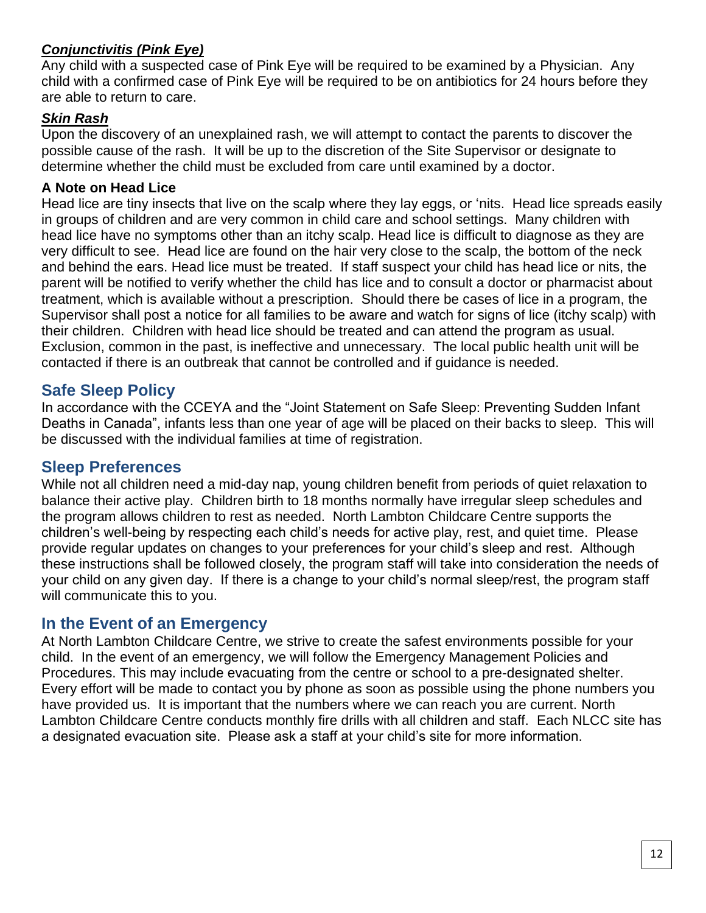***Conjunctivitis (Pink Eye)***
Any child with a suspected case of Pink Eye will be required to be examined by a Physician. Any child with a confirmed case of Pink Eye will be required to be on antibiotics for 24 hours before they are able to return to care.

***Skin Rash***
Upon the discovery of an unexplained rash, we will attempt to contact the parents to discover the possible cause of the rash. It will be up to the discretion of the Site Supervisor or designate to determine whether the child must be excluded from care until examined by a doctor.

**A Note on Head Lice**
Head lice are tiny insects that live on the scalp where they lay eggs, or 'nits. Head lice spreads easily in groups of children and are very common in child care and school settings. Many children with head lice have no symptoms other than an itchy scalp. Head lice is difficult to diagnose as they are very difficult to see. Head lice are found on the hair very close to the scalp, the bottom of the neck and behind the ears. Head lice must be treated. If staff suspect your child has head lice or nits, the parent will be notified to verify whether the child has lice and to consult a doctor or pharmacist about treatment, which is available without a prescription. Should there be cases of lice in a program, the Supervisor shall post a notice for all families to be aware and watch for signs of lice (itchy scalp) with their children. Children with head lice should be treated and can attend the program as usual. Exclusion, common in the past, is ineffective and unnecessary. The local public health unit will be contacted if there is an outbreak that cannot be controlled and if guidance is needed.

## Safe Sleep Policy

In accordance with the CCEYA and the "Joint Statement on Safe Sleep: Preventing Sudden Infant Deaths in Canada", infants less than one year of age will be placed on their backs to sleep. This will be discussed with the individual families at time of registration.

## Sleep Preferences

While not all children need a mid-day nap, young children benefit from periods of quiet relaxation to balance their active play. Children birth to 18 months normally have irregular sleep schedules and the program allows children to rest as needed. North Lambton Childcare Centre supports the children's well-being by respecting each child's needs for active play, rest, and quiet time. Please provide regular updates on changes to your preferences for your child's sleep and rest. Although these instructions shall be followed closely, the program staff will take into consideration the needs of your child on any given day. If there is a change to your child's normal sleep/rest, the program staff will communicate this to you.

## In the Event of an Emergency

At North Lambton Childcare Centre, we strive to create the safest environments possible for your child. In the event of an emergency, we will follow the Emergency Management Policies and Procedures. This may include evacuating from the centre or school to a pre-designated shelter. Every effort will be made to contact you by phone as soon as possible using the phone numbers you have provided us. It is important that the numbers where we can reach you are current. North Lambton Childcare Centre conducts monthly fire drills with all children and staff. Each NLCC site has a designated evacuation site. Please ask a staff at your child's site for more information.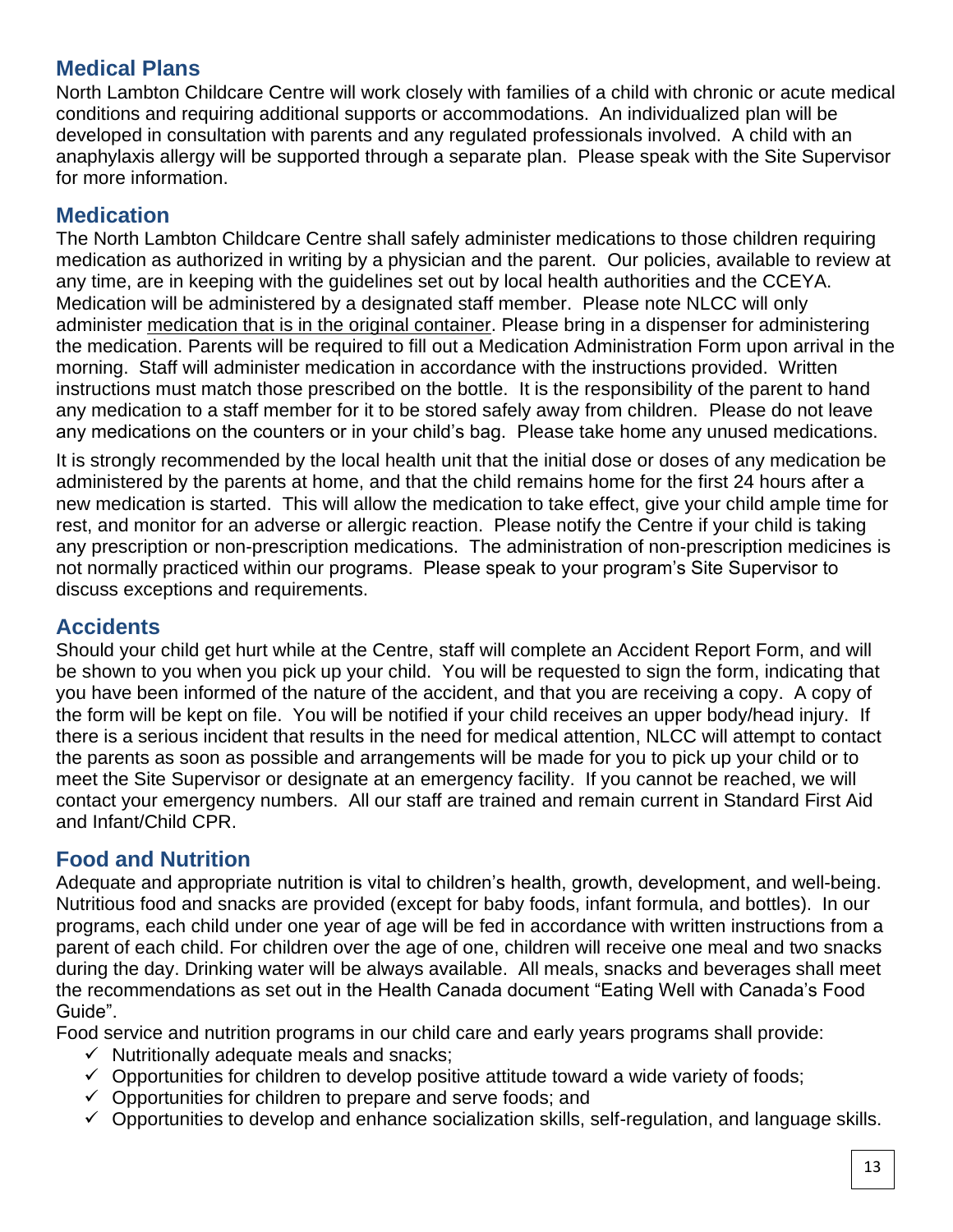## Medical Plans

North Lambton Childcare Centre will work closely with families of a child with chronic or acute medical conditions and requiring additional supports or accommodations. An individualized plan will be developed in consultation with parents and any regulated professionals involved. A child with an anaphylaxis allergy will be supported through a separate plan. Please speak with the Site Supervisor for more information.

## Medication

The North Lambton Childcare Centre shall safely administer medications to those children requiring medication as authorized in writing by a physician and the parent. Our policies, available to review at any time, are in keeping with the guidelines set out by local health authorities and the CCEYA. Medication will be administered by a designated staff member. Please note NLCC will only administer medication that is in the original container. Please bring in a dispenser for administering the medication. Parents will be required to fill out a Medication Administration Form upon arrival in the morning. Staff will administer medication in accordance with the instructions provided. Written instructions must match those prescribed on the bottle. It is the responsibility of the parent to hand any medication to a staff member for it to be stored safely away from children. Please do not leave any medications on the counters or in your child's bag. Please take home any unused medications.

It is strongly recommended by the local health unit that the initial dose or doses of any medication be administered by the parents at home, and that the child remains home for the first 24 hours after a new medication is started. This will allow the medication to take effect, give your child ample time for rest, and monitor for an adverse or allergic reaction. Please notify the Centre if your child is taking any prescription or non-prescription medications. The administration of non-prescription medicines is not normally practiced within our programs. Please speak to your program's Site Supervisor to discuss exceptions and requirements.

## Accidents

Should your child get hurt while at the Centre, staff will complete an Accident Report Form, and will be shown to you when you pick up your child. You will be requested to sign the form, indicating that you have been informed of the nature of the accident, and that you are receiving a copy. A copy of the form will be kept on file. You will be notified if your child receives an upper body/head injury. If there is a serious incident that results in the need for medical attention, NLCC will attempt to contact the parents as soon as possible and arrangements will be made for you to pick up your child or to meet the Site Supervisor or designate at an emergency facility. If you cannot be reached, we will contact your emergency numbers. All our staff are trained and remain current in Standard First Aid and Infant/Child CPR.

## Food and Nutrition

Adequate and appropriate nutrition is vital to children's health, growth, development, and well-being. Nutritious food and snacks are provided (except for baby foods, infant formula, and bottles). In our programs, each child under one year of age will be fed in accordance with written instructions from a parent of each child. For children over the age of one, children will receive one meal and two snacks during the day. Drinking water will be always available. All meals, snacks and beverages shall meet the recommendations as set out in the Health Canada document "Eating Well with Canada's Food Guide".

Food service and nutrition programs in our child care and early years programs shall provide:

- ✓ Nutritionally adequate meals and snacks;
- ✓ Opportunities for children to develop positive attitude toward a wide variety of foods;
- ✓ Opportunities for children to prepare and serve foods; and
- ✓ Opportunities to develop and enhance socialization skills, self-regulation, and language skills.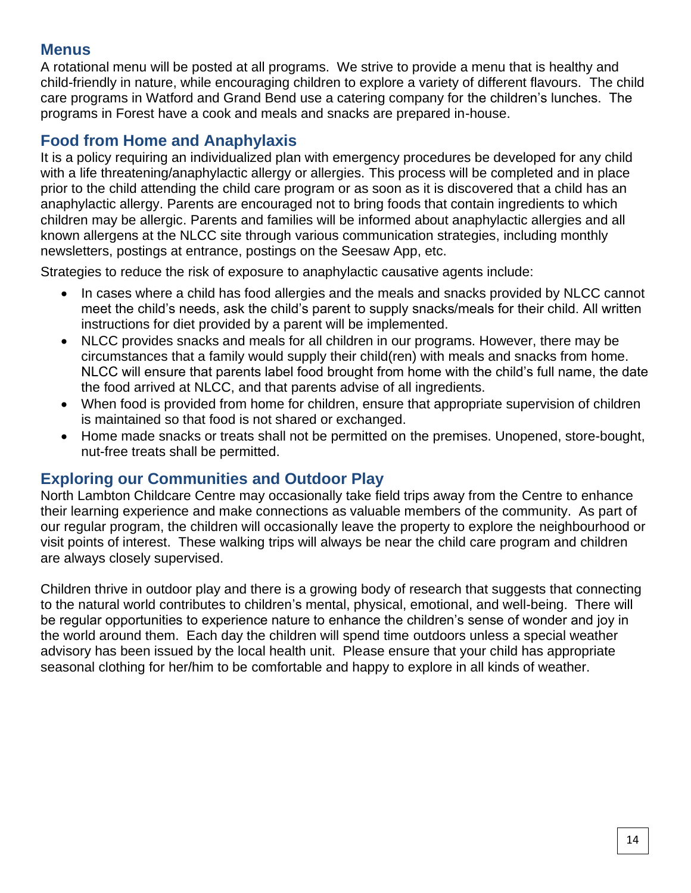## Menus

A rotational menu will be posted at all programs. We strive to provide a menu that is healthy and child-friendly in nature, while encouraging children to explore a variety of different flavours. The child care programs in Watford and Grand Bend use a catering company for the children's lunches. The programs in Forest have a cook and meals and snacks are prepared in-house.

## Food from Home and Anaphylaxis

It is a policy requiring an individualized plan with emergency procedures be developed for any child with a life threatening/anaphylactic allergy or allergies. This process will be completed and in place prior to the child attending the child care program or as soon as it is discovered that a child has an anaphylactic allergy. Parents are encouraged not to bring foods that contain ingredients to which children may be allergic. Parents and families will be informed about anaphylactic allergies and all known allergens at the NLCC site through various communication strategies, including monthly newsletters, postings at entrance, postings on the Seesaw App, etc.

Strategies to reduce the risk of exposure to anaphylactic causative agents include:

- In cases where a child has food allergies and the meals and snacks provided by NLCC cannot meet the child's needs, ask the child's parent to supply snacks/meals for their child. All written instructions for diet provided by a parent will be implemented.
- NLCC provides snacks and meals for all children in our programs. However, there may be circumstances that a family would supply their child(ren) with meals and snacks from home. NLCC will ensure that parents label food brought from home with the child's full name, the date the food arrived at NLCC, and that parents advise of all ingredients.
- When food is provided from home for children, ensure that appropriate supervision of children is maintained so that food is not shared or exchanged.
- Home made snacks or treats shall not be permitted on the premises. Unopened, store-bought, nut-free treats shall be permitted.

## Exploring our Communities and Outdoor Play

North Lambton Childcare Centre may occasionally take field trips away from the Centre to enhance their learning experience and make connections as valuable members of the community. As part of our regular program, the children will occasionally leave the property to explore the neighbourhood or visit points of interest. These walking trips will always be near the child care program and children are always closely supervised.

Children thrive in outdoor play and there is a growing body of research that suggests that connecting to the natural world contributes to children's mental, physical, emotional, and well-being. There will be regular opportunities to experience nature to enhance the children's sense of wonder and joy in the world around them. Each day the children will spend time outdoors unless a special weather advisory has been issued by the local health unit. Please ensure that your child has appropriate seasonal clothing for her/him to be comfortable and happy to explore in all kinds of weather.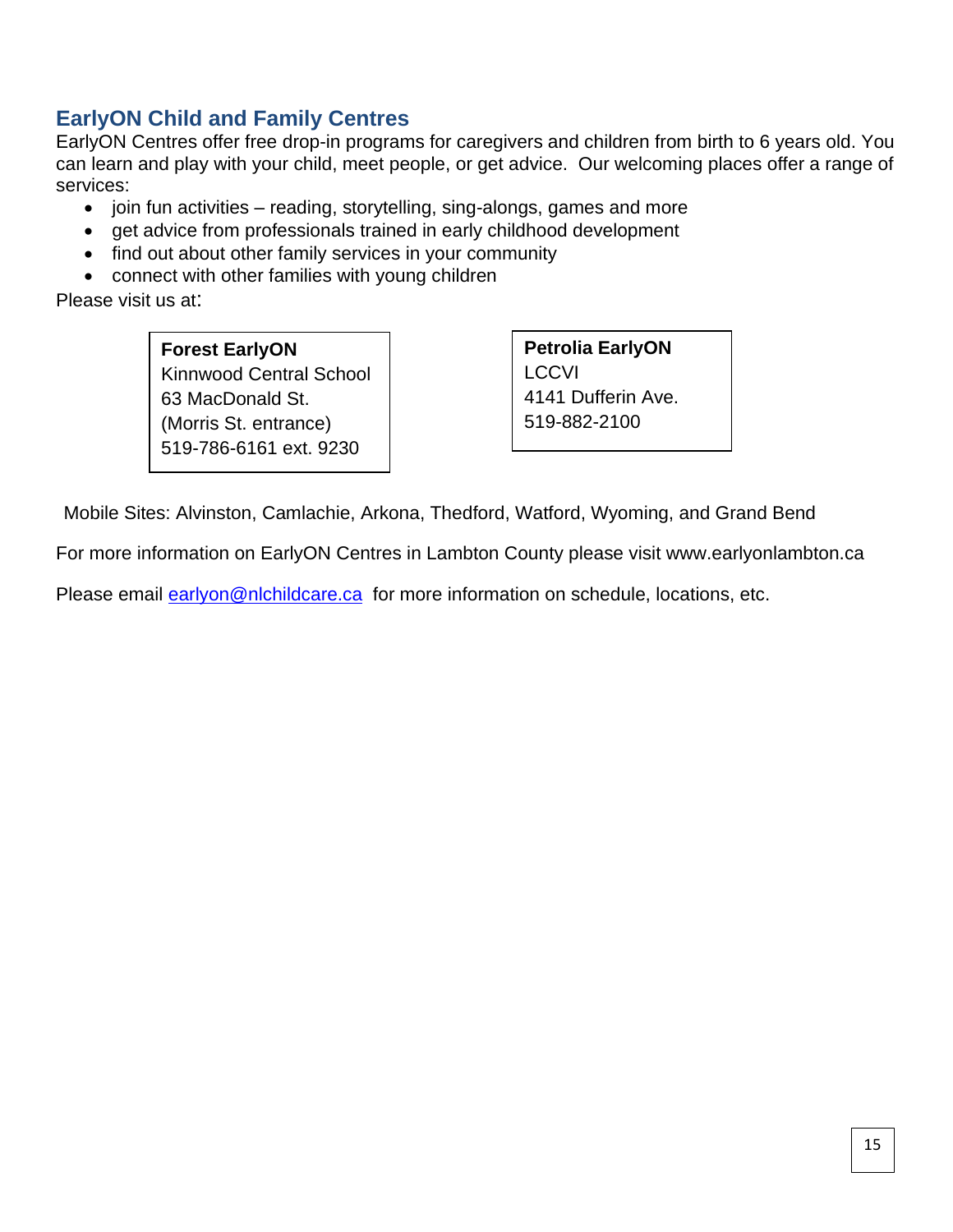## EarlyON Child and Family Centres

EarlyON Centres offer free drop-in programs for caregivers and children from birth to 6 years old. You can learn and play with your child, meet people, or get advice. Our welcoming places offer a range of services:

- join fun activities – reading, storytelling, sing-alongs, games and more
- get advice from professionals trained in early childhood development
- find out about other family services in your community
- connect with other families with young children

Please visit us at:

**Forest EarlyON**
Kinnwood Central School
63 MacDonald St.
(Morris St. entrance)
519-786-6161 ext. 9230

**Petrolia EarlyON**
LCCVI
4141 Dufferin Ave.
519-882-2100

Mobile Sites: Alvinston, Camlachie, Arkona, Thedford, Watford, Wyoming, and Grand Bend

For more information on EarlyON Centres in Lambton County please visit www.earlyonlambton.ca

Please email earlyon@nlchildcare.ca for more information on schedule, locations, etc.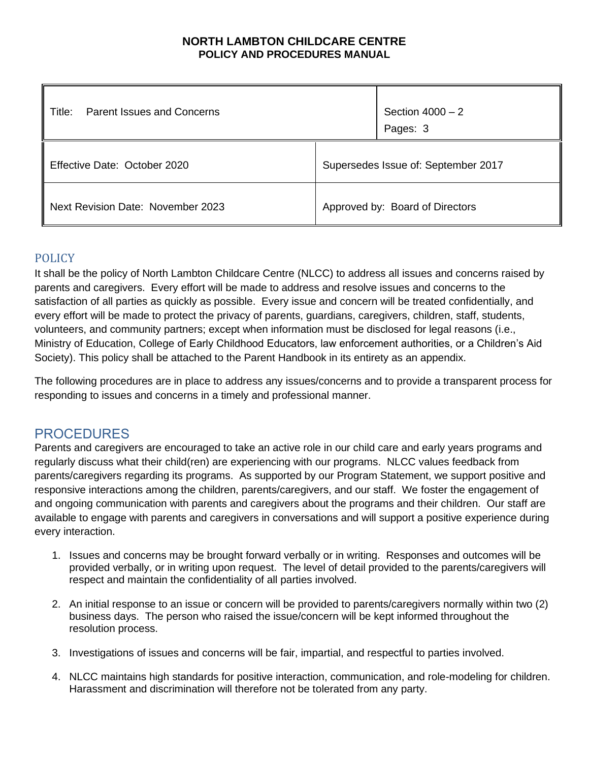**NORTH LAMBTON CHILDCARE CENTRE**
**POLICY AND PROCEDURES MANUAL**

| Title: Parent Issues and Concerns | | Section 4000 – 2<br>Pages: 3 |
|---|---|---|
| Effective Date: October 2020 | Supersedes Issue of: September 2017 | |
| Next Revision Date: November 2023 | Approved by: Board of Directors | |

## POLICY

It shall be the policy of North Lambton Childcare Centre (NLCC) to address all issues and concerns raised by parents and caregivers. Every effort will be made to address and resolve issues and concerns to the satisfaction of all parties as quickly as possible. Every issue and concern will be treated confidentially, and every effort will be made to protect the privacy of parents, guardians, caregivers, children, staff, students, volunteers, and community partners; except when information must be disclosed for legal reasons (i.e., Ministry of Education, College of Early Childhood Educators, law enforcement authorities, or a Children's Aid Society). This policy shall be attached to the Parent Handbook in its entirety as an appendix.

The following procedures are in place to address any issues/concerns and to provide a transparent process for responding to issues and concerns in a timely and professional manner.

## PROCEDURES

Parents and caregivers are encouraged to take an active role in our child care and early years programs and regularly discuss what their child(ren) are experiencing with our programs. NLCC values feedback from parents/caregivers regarding its programs. As supported by our Program Statement, we support positive and responsive interactions among the children, parents/caregivers, and our staff. We foster the engagement of and ongoing communication with parents and caregivers about the programs and their children. Our staff are available to engage with parents and caregivers in conversations and will support a positive experience during every interaction.

1. Issues and concerns may be brought forward verbally or in writing. Responses and outcomes will be provided verbally, or in writing upon request. The level of detail provided to the parents/caregivers will respect and maintain the confidentiality of all parties involved.

2. An initial response to an issue or concern will be provided to parents/caregivers normally within two (2) business days. The person who raised the issue/concern will be kept informed throughout the resolution process.

3. Investigations of issues and concerns will be fair, impartial, and respectful to parties involved.

4. NLCC maintains high standards for positive interaction, communication, and role-modeling for children. Harassment and discrimination will therefore not be tolerated from any party.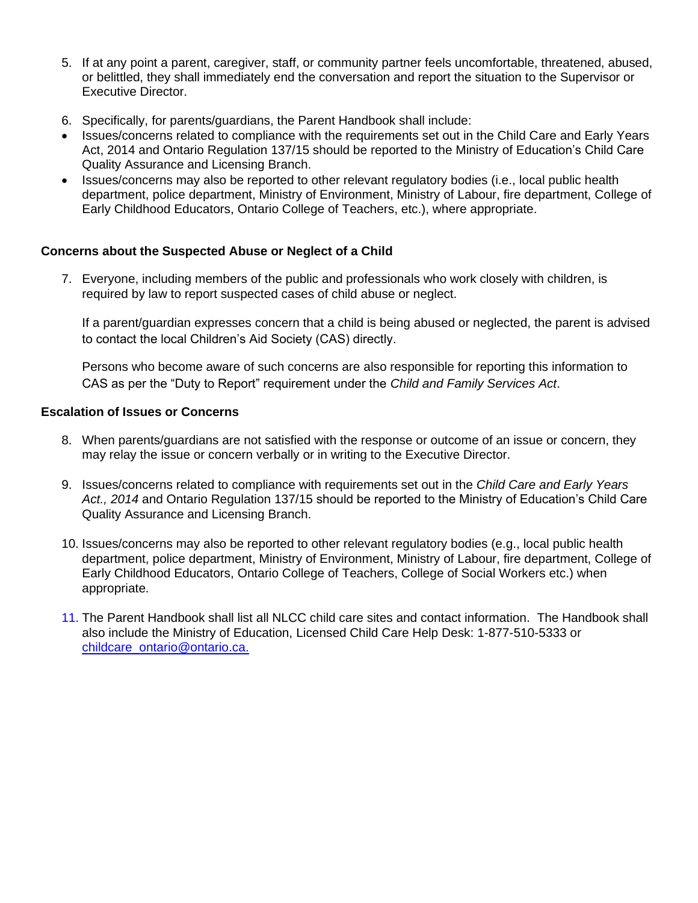5. If at any point a parent, caregiver, staff, or community partner feels uncomfortable, threatened, abused, or belittled, they shall immediately end the conversation and report the situation to the Supervisor or Executive Director.

6. Specifically, for parents/guardians, the Parent Handbook shall include:

- Issues/concerns related to compliance with the requirements set out in the Child Care and Early Years Act, 2014 and Ontario Regulation 137/15 should be reported to the Ministry of Education's Child Care Quality Assurance and Licensing Branch.
- Issues/concerns may also be reported to other relevant regulatory bodies (i.e., local public health department, police department, Ministry of Environment, Ministry of Labour, fire department, College of Early Childhood Educators, Ontario College of Teachers, etc.), where appropriate.

**Concerns about the Suspected Abuse or Neglect of a Child**

7. Everyone, including members of the public and professionals who work closely with children, is required by law to report suspected cases of child abuse or neglect.

   If a parent/guardian expresses concern that a child is being abused or neglected, the parent is advised to contact the local Children's Aid Society (CAS) directly.

   Persons who become aware of such concerns are also responsible for reporting this information to CAS as per the "Duty to Report" requirement under the *Child and Family Services Act*.

**Escalation of Issues or Concerns**

8. When parents/guardians are not satisfied with the response or outcome of an issue or concern, they may relay the issue or concern verbally or in writing to the Executive Director.

9. Issues/concerns related to compliance with requirements set out in the *Child Care and Early Years Act., 2014* and Ontario Regulation 137/15 should be reported to the Ministry of Education's Child Care Quality Assurance and Licensing Branch.

10. Issues/concerns may also be reported to other relevant regulatory bodies (e.g., local public health department, police department, Ministry of Environment, Ministry of Labour, fire department, College of Early Childhood Educators, Ontario College of Teachers, College of Social Workers etc.) when appropriate.

11. The Parent Handbook shall list all NLCC child care sites and contact information. The Handbook shall also include the Ministry of Education, Licensed Child Care Help Desk: 1-877-510-5333 or childcare_ontario@ontario.ca.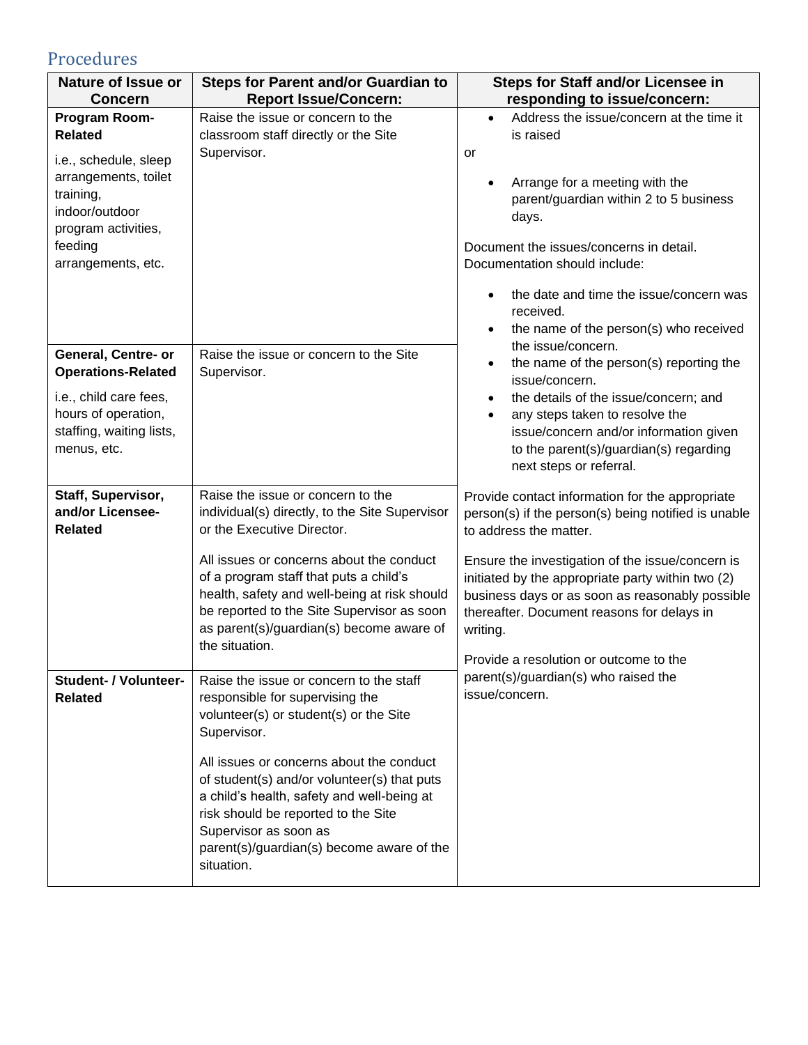## Procedures

| Nature of Issue or Concern | Steps for Parent and/or Guardian to Report Issue/Concern: | Steps for Staff and/or Licensee in responding to issue/concern: |
| --- | --- | --- |
| **Program Room-Related**<br><br>i.e., schedule, sleep arrangements, toilet training, indoor/outdoor program activities, feeding arrangements, etc. | Raise the issue or concern to the classroom staff directly or the Site Supervisor. | • Address the issue/concern at the time it is raised<br><br>or<br><br>• Arrange for a meeting with the parent/guardian within 2 to 5 business days.<br><br>Document the issues/concerns in detail. Documentation should include:<br><br>• the date and time the issue/concern was received.<br>• the name of the person(s) who received the issue/concern.<br>• the name of the person(s) reporting the issue/concern.<br>• the details of the issue/concern; and<br>• any steps taken to resolve the issue/concern and/or information given to the parent(s)/guardian(s) regarding next steps or referral.<br><br>Provide contact information for the appropriate person(s) if the person(s) being notified is unable to address the matter.<br><br>Ensure the investigation of the issue/concern is initiated by the appropriate party within two (2) business days or as soon as reasonably possible thereafter. Document reasons for delays in writing.<br><br>Provide a resolution or outcome to the parent(s)/guardian(s) who raised the issue/concern. |
| **General, Centre- or Operations-Related**<br><br>i.e., child care fees, hours of operation, staffing, waiting lists, menus, etc. | Raise the issue or concern to the Site Supervisor. | |
| **Staff, Supervisor, and/or Licensee-Related** | Raise the issue or concern to the individual(s) directly, to the Site Supervisor or the Executive Director.<br><br>All issues or concerns about the conduct of a program staff that puts a child's health, safety and well-being at risk should be reported to the Site Supervisor as soon as parent(s)/guardian(s) become aware of the situation. | |
| **Student- / Volunteer-Related** | Raise the issue or concern to the staff responsible for supervising the volunteer(s) or student(s) or the Site Supervisor.<br><br>All issues or concerns about the conduct of student(s) and/or volunteer(s) that puts a child's health, safety and well-being at risk should be reported to the Site Supervisor as soon as parent(s)/guardian(s) become aware of the situation. | |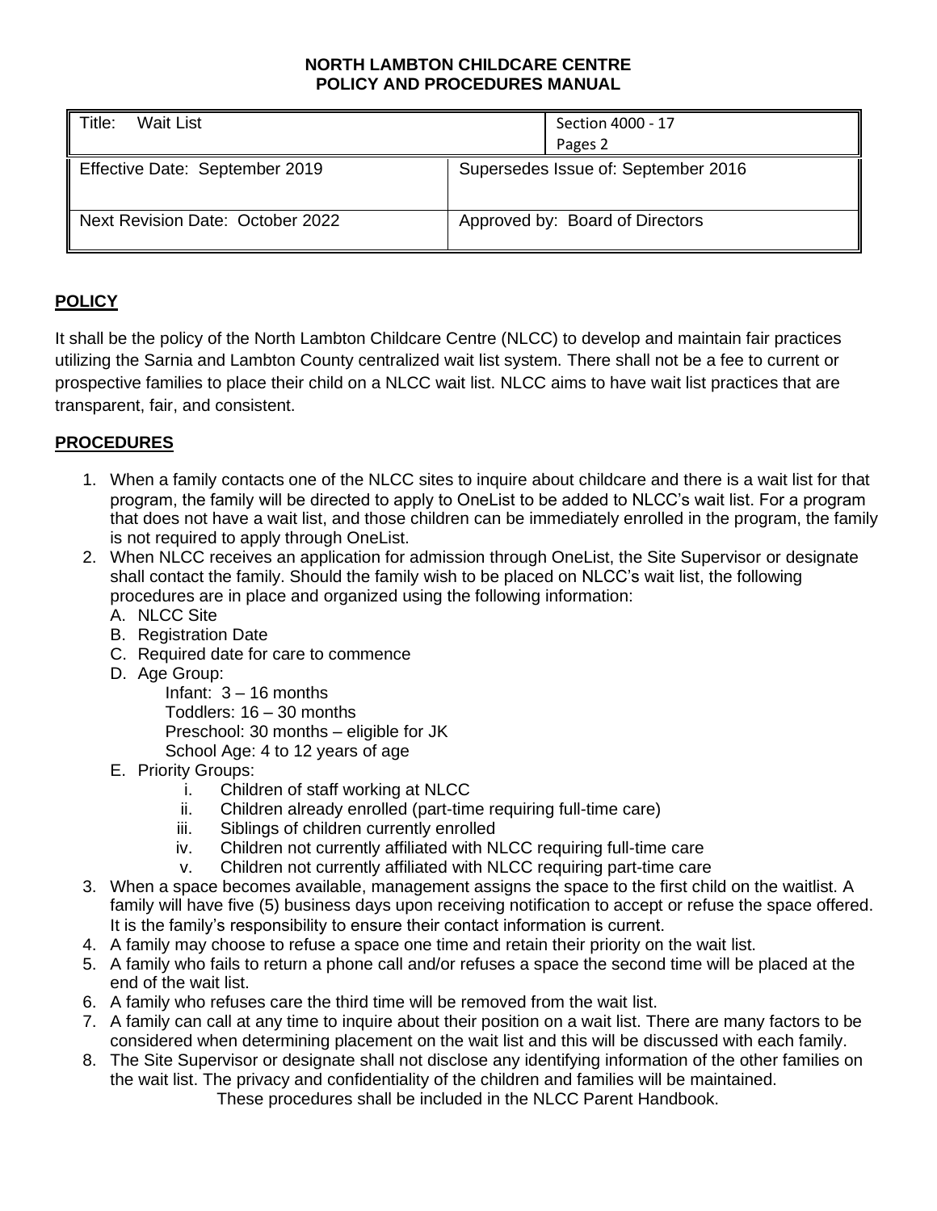**NORTH LAMBTON CHILDCARE CENTRE**
**POLICY AND PROCEDURES MANUAL**

| Title: Wait List | | Section 4000 - 17<br>Pages 2 |
|---|---|---|
| Effective Date: September 2019 | Supersedes Issue of: September 2016 | |
| Next Revision Date: October 2022 | Approved by: Board of Directors | |

## POLICY

It shall be the policy of the North Lambton Childcare Centre (NLCC) to develop and maintain fair practices utilizing the Sarnia and Lambton County centralized wait list system. There shall not be a fee to current or prospective families to place their child on a NLCC wait list. NLCC aims to have wait list practices that are transparent, fair, and consistent.

## PROCEDURES

1. When a family contacts one of the NLCC sites to inquire about childcare and there is a wait list for that program, the family will be directed to apply to OneList to be added to NLCC's wait list. For a program that does not have a wait list, and those children can be immediately enrolled in the program, the family is not required to apply through OneList.
2. When NLCC receives an application for admission through OneList, the Site Supervisor or designate shall contact the family. Should the family wish to be placed on NLCC's wait list, the following procedures are in place and organized using the following information:
   A. NLCC Site
   B. Registration Date
   C. Required date for care to commence
   D. Age Group:
      Infant: 3 – 16 months
      Toddlers: 16 – 30 months
      Preschool: 30 months – eligible for JK
      School Age: 4 to 12 years of age
   E. Priority Groups:
      i. Children of staff working at NLCC
      ii. Children already enrolled (part-time requiring full-time care)
      iii. Siblings of children currently enrolled
      iv. Children not currently affiliated with NLCC requiring full-time care
      v. Children not currently affiliated with NLCC requiring part-time care
3. When a space becomes available, management assigns the space to the first child on the waitlist. A family will have five (5) business days upon receiving notification to accept or refuse the space offered. It is the family's responsibility to ensure their contact information is current.
4. A family may choose to refuse a space one time and retain their priority on the wait list.
5. A family who fails to return a phone call and/or refuses a space the second time will be placed at the end of the wait list.
6. A family who refuses care the third time will be removed from the wait list.
7. A family can call at any time to inquire about their position on a wait list. There are many factors to be considered when determining placement on the wait list and this will be discussed with each family.
8. The Site Supervisor or designate shall not disclose any identifying information of the other families on the wait list. The privacy and confidentiality of the children and families will be maintained.

These procedures shall be included in the NLCC Parent Handbook.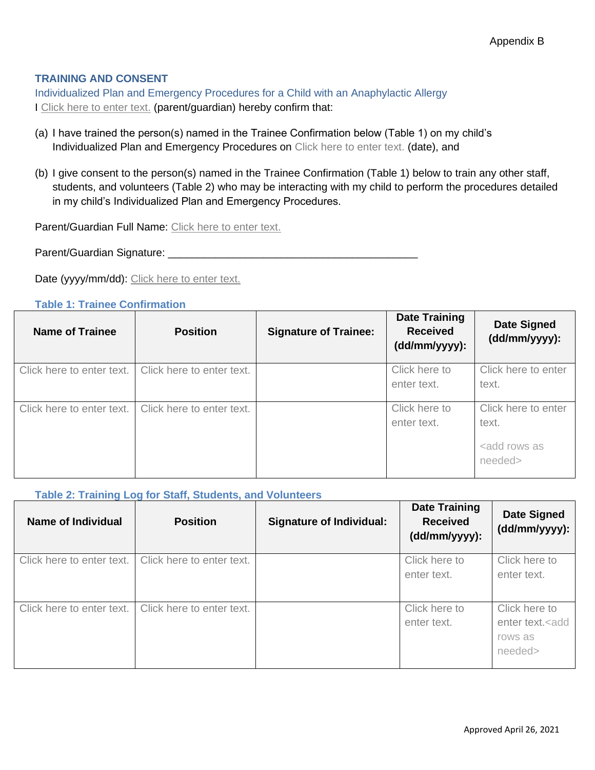Appendix B

## TRAINING AND CONSENT

Individualized Plan and Emergency Procedures for a Child with an Anaphylactic Allergy

I Click here to enter text. (parent/guardian) hereby confirm that:

(a) I have trained the person(s) named in the Trainee Confirmation below (Table 1) on my child's Individualized Plan and Emergency Procedures on Click here to enter text. (date), and

(b) I give consent to the person(s) named in the Trainee Confirmation (Table 1) below to train any other staff, students, and volunteers (Table 2) who may be interacting with my child to perform the procedures detailed in my child's Individualized Plan and Emergency Procedures.

Parent/Guardian Full Name: Click here to enter text.

Parent/Guardian Signature: ___________________________________________

Date (yyyy/mm/dd): Click here to enter text.

**Table 1: Trainee Confirmation**

| Name of Trainee | Position | Signature of Trainee: | Date Training Received (dd/mm/yyyy): | Date Signed (dd/mm/yyyy): |
|---|---|---|---|---|
| Click here to enter text. | Click here to enter text. | | Click here to enter text. | Click here to enter text. |
| Click here to enter text. | Click here to enter text. | | Click here to enter text. | Click here to enter text. <add rows as needed> |

**Table 2: Training Log for Staff, Students, and Volunteers**

| Name of Individual | Position | Signature of Individual: | Date Training Received (dd/mm/yyyy): | Date Signed (dd/mm/yyyy): |
|---|---|---|---|---|
| Click here to enter text. | Click here to enter text. | | Click here to enter text. | Click here to enter text. |
| Click here to enter text. | Click here to enter text. | | Click here to enter text. | Click here to enter text.<add rows as needed> |

Approved April 26, 2021